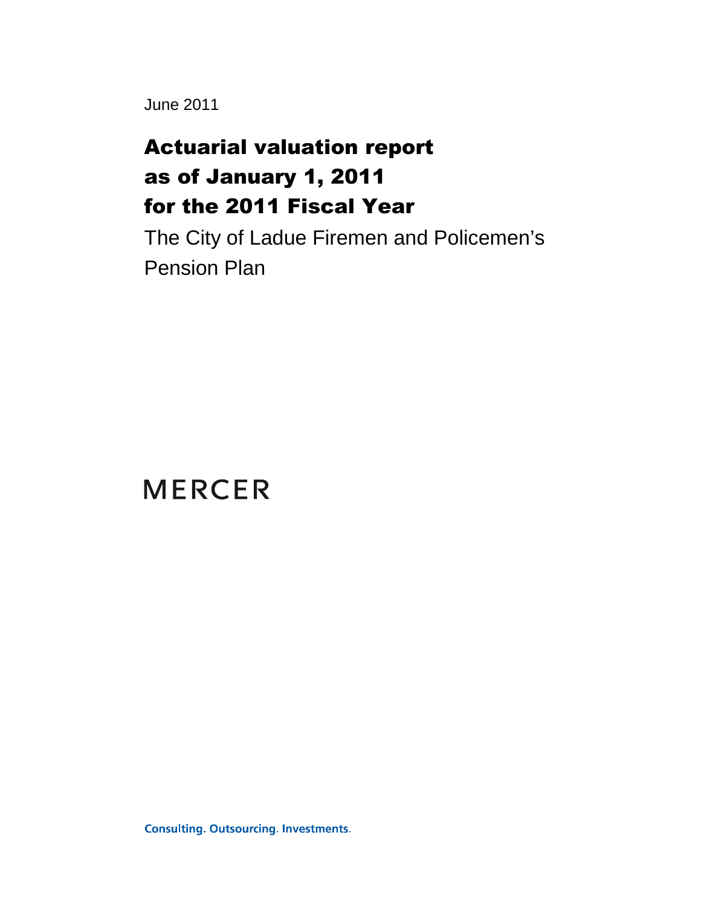June 2011

# Actuarial valuation report as of January 1, 2011 for the 2011 Fiscal Year

The City of Ladue Firemen and Policemen's Pension Plan

MERCER

Consulting. Outsourcing. Investments.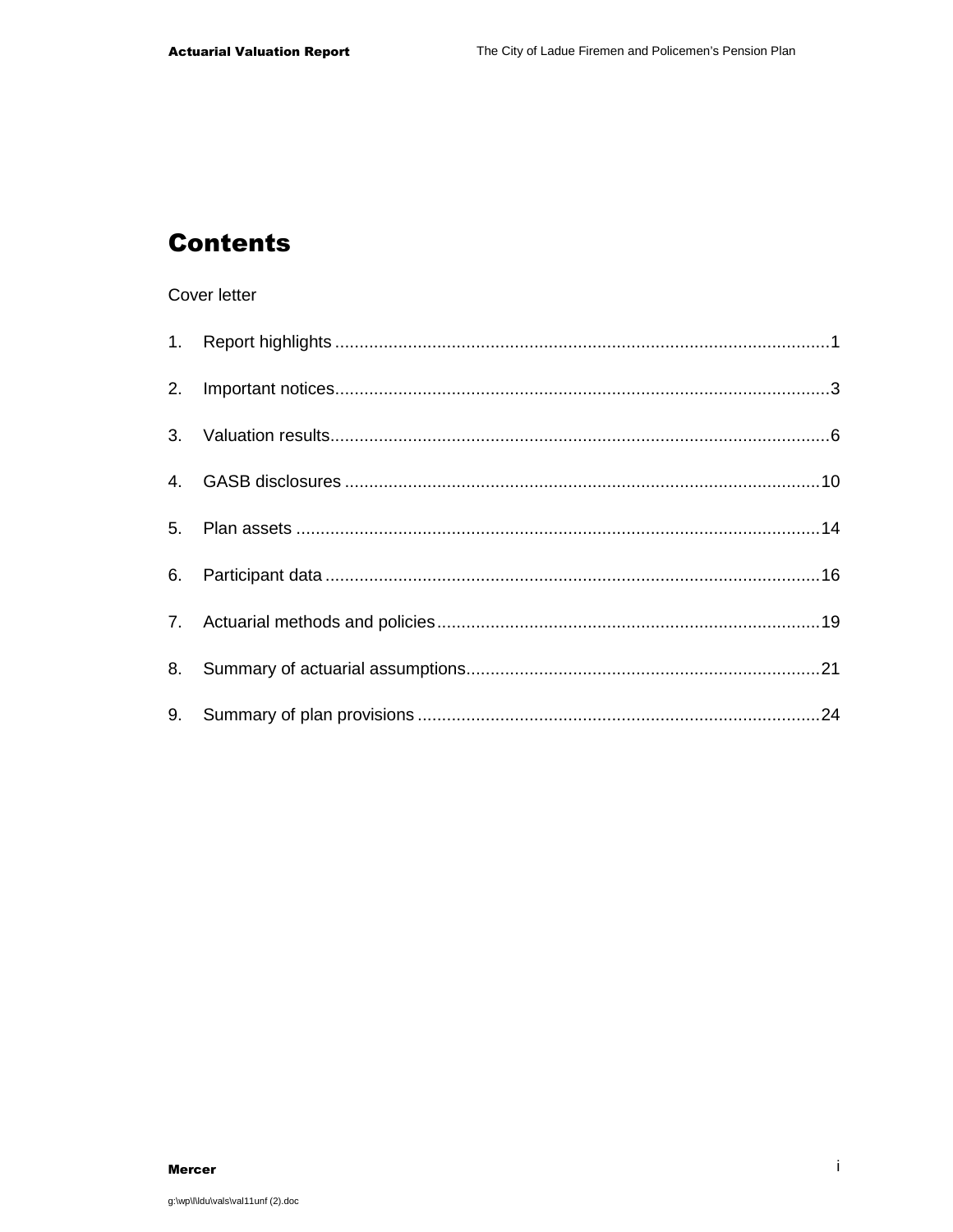# Contents

Cover letter

1. Report highlights .....................................................................................................1
2. Important notices.....................................................................................................3
3. Valuation results......................................................................................................6
4. GASB disclosures ...................................................................................................10
5. Plan assets .............................................................................................................14
6. Participant data .......................................................................................................16
7. Actuarial methods and policies...............................................................................19
8. Summary of actuarial assumptions.........................................................................21
9. Summary of plan provisions ...................................................................................24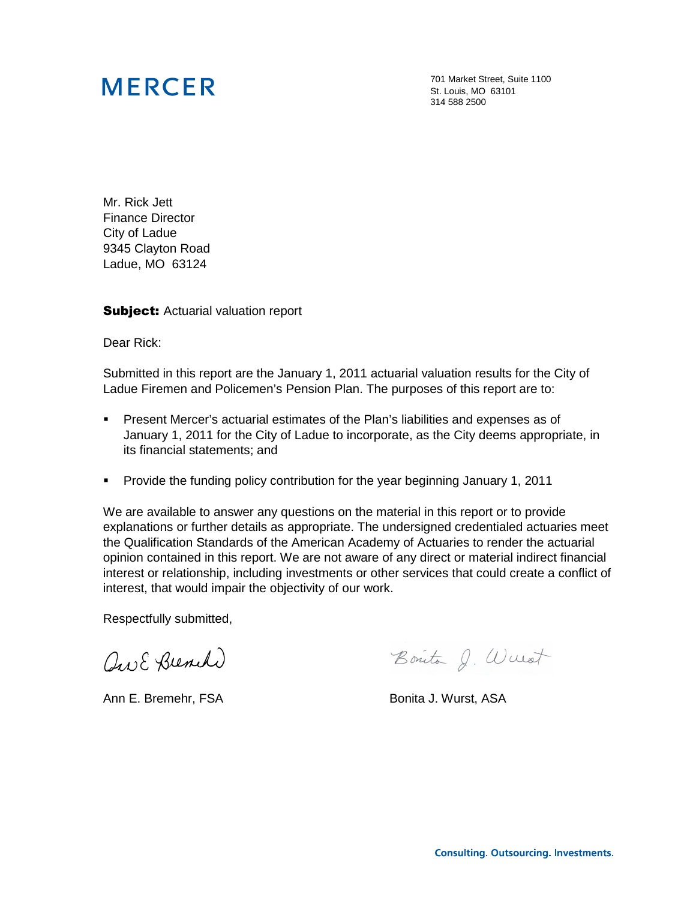MERCER

701 Market Street, Suite 1100
St. Louis, MO 63101
314 588 2500

Mr. Rick Jett
Finance Director
City of Ladue
9345 Clayton Road
Ladue, MO 63124

**Subject:** Actuarial valuation report

Dear Rick:

Submitted in this report are the January 1, 2011 actuarial valuation results for the City of Ladue Firemen and Policemen's Pension Plan. The purposes of this report are to:

- Present Mercer's actuarial estimates of the Plan's liabilities and expenses as of January 1, 2011 for the City of Ladue to incorporate, as the City deems appropriate, in its financial statements; and
- Provide the funding policy contribution for the year beginning January 1, 2011

We are available to answer any questions on the material in this report or to provide explanations or further details as appropriate. The undersigned credentialed actuaries meet the Qualification Standards of the American Academy of Actuaries to render the actuarial opinion contained in this report. We are not aware of any direct or material indirect financial interest or relationship, including investments or other services that could create a conflict of interest, that would impair the objectivity of our work.

Respectfully submitted,

Ann E. Bremehr, FSA

Bonita J. Wurst, ASA

Consulting. Outsourcing. Investments.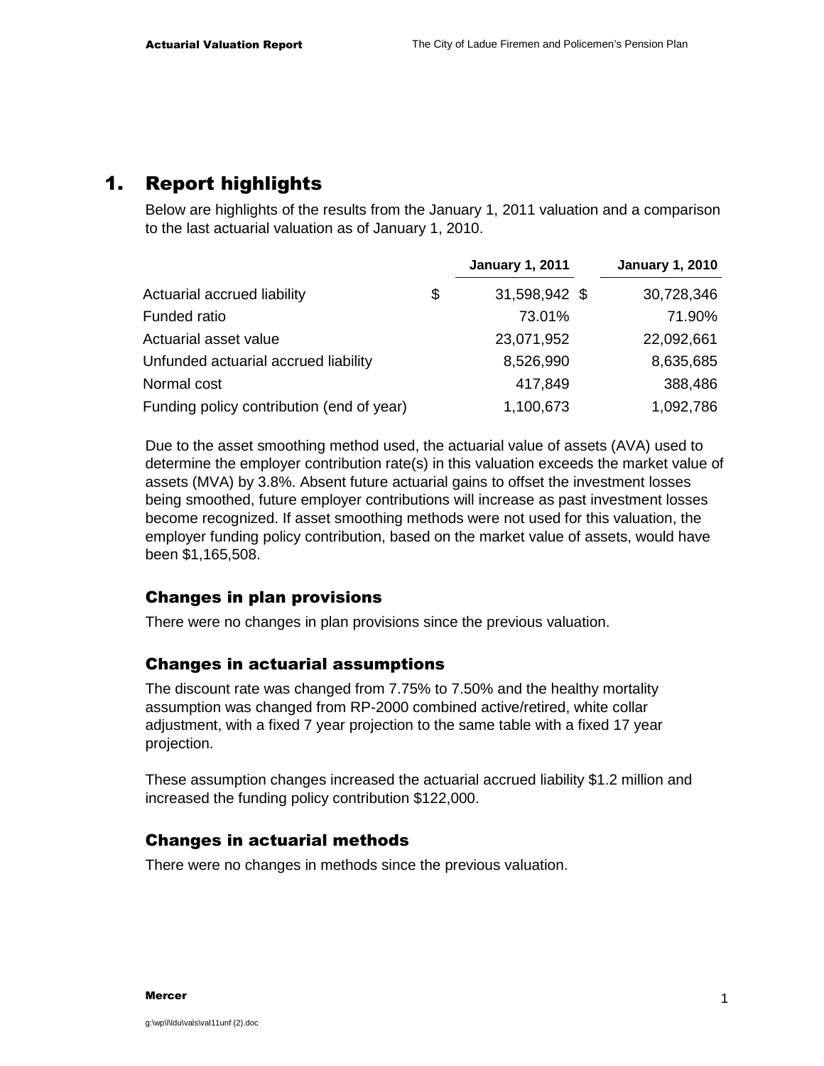# 1. Report highlights

Below are highlights of the results from the January 1, 2011 valuation and a comparison to the last actuarial valuation as of January 1, 2010.

| | January 1, 2011 | January 1, 2010 |
|---|---|---|
| Actuarial accrued liability | $ 31,598,942 | $ 30,728,346 |
| Funded ratio | 73.01% | 71.90% |
| Actuarial asset value | 23,071,952 | 22,092,661 |
| Unfunded actuarial accrued liability | 8,526,990 | 8,635,685 |
| Normal cost | 417,849 | 388,486 |
| Funding policy contribution (end of year) | 1,100,673 | 1,092,786 |

Due to the asset smoothing method used, the actuarial value of assets (AVA) used to determine the employer contribution rate(s) in this valuation exceeds the market value of assets (MVA) by 3.8%. Absent future actuarial gains to offset the investment losses being smoothed, future employer contributions will increase as past investment losses become recognized. If asset smoothing methods were not used for this valuation, the employer funding policy contribution, based on the market value of assets, would have been $1,165,508.

## Changes in plan provisions

There were no changes in plan provisions since the previous valuation.

## Changes in actuarial assumptions

The discount rate was changed from 7.75% to 7.50% and the healthy mortality assumption was changed from RP-2000 combined active/retired, white collar adjustment, with a fixed 7 year projection to the same table with a fixed 17 year projection.

These assumption changes increased the actuarial accrued liability $1.2 million and increased the funding policy contribution $122,000.

## Changes in actuarial methods

There were no changes in methods since the previous valuation.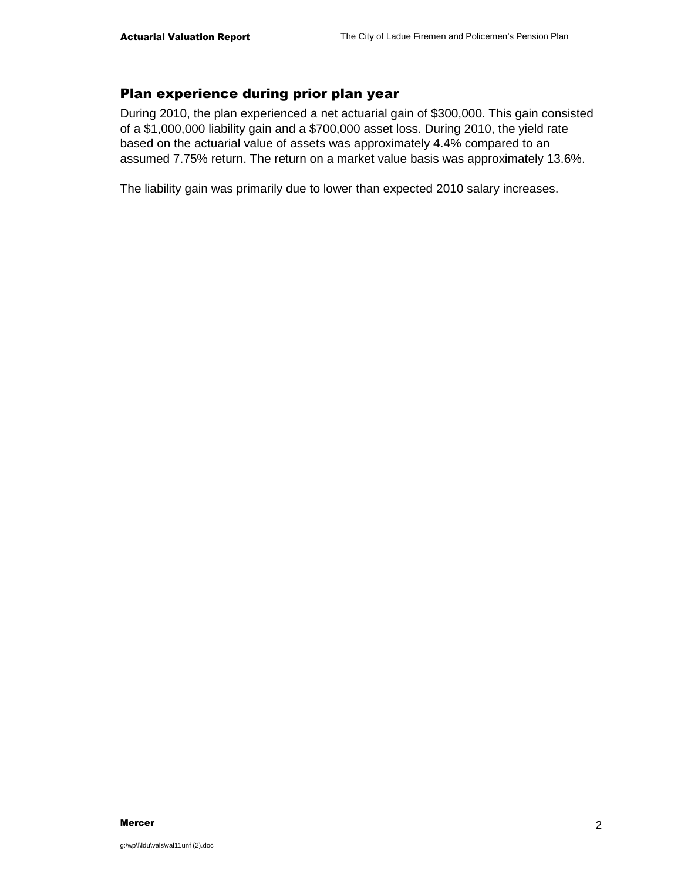## Plan experience during prior plan year

During 2010, the plan experienced a net actuarial gain of $300,000. This gain consisted of a $1,000,000 liability gain and a $700,000 asset loss. During 2010, the yield rate based on the actuarial value of assets was approximately 4.4% compared to an assumed 7.75% return. The return on a market value basis was approximately 13.6%.

The liability gain was primarily due to lower than expected 2010 salary increases.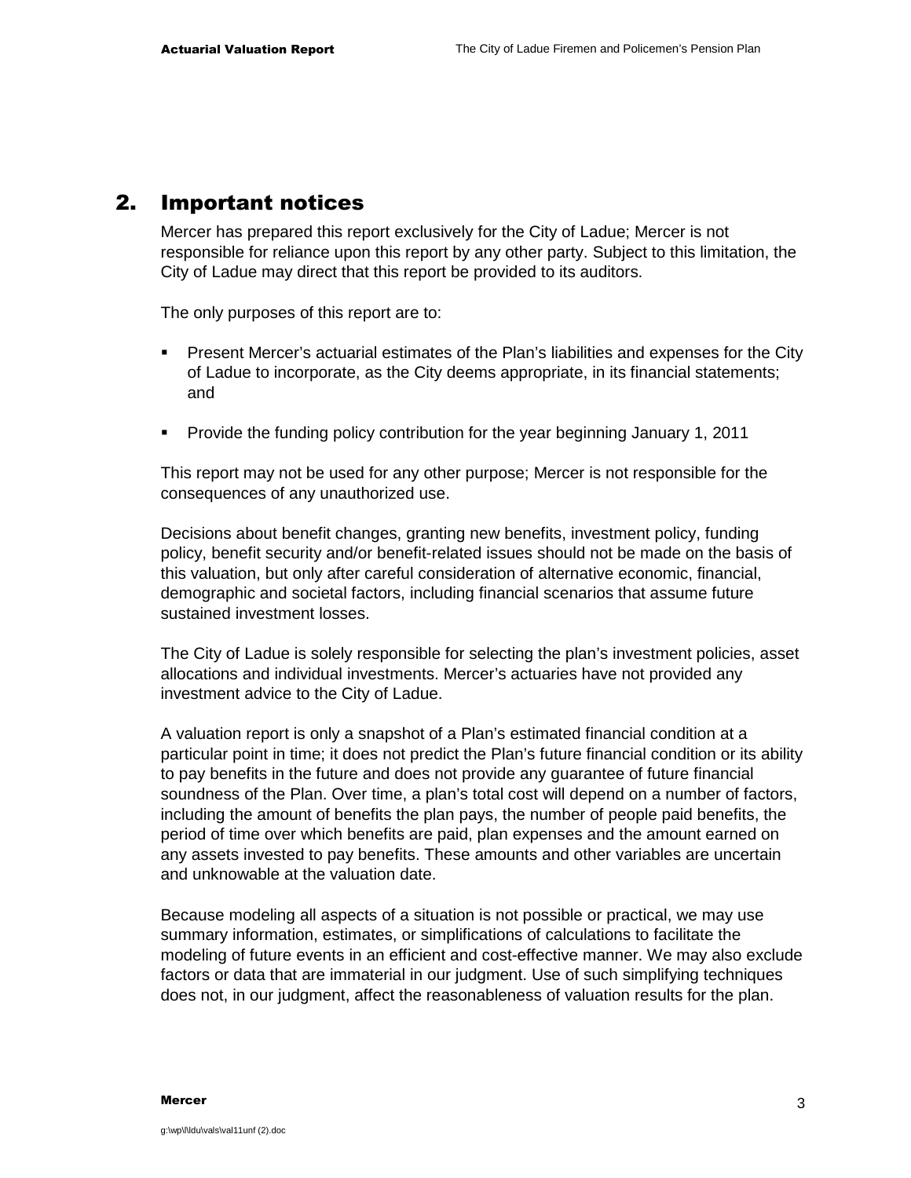## 2. Important notices

Mercer has prepared this report exclusively for the City of Ladue; Mercer is not responsible for reliance upon this report by any other party. Subject to this limitation, the City of Ladue may direct that this report be provided to its auditors.

The only purposes of this report are to:

- Present Mercer's actuarial estimates of the Plan's liabilities and expenses for the City of Ladue to incorporate, as the City deems appropriate, in its financial statements; and
- Provide the funding policy contribution for the year beginning January 1, 2011

This report may not be used for any other purpose; Mercer is not responsible for the consequences of any unauthorized use.

Decisions about benefit changes, granting new benefits, investment policy, funding policy, benefit security and/or benefit-related issues should not be made on the basis of this valuation, but only after careful consideration of alternative economic, financial, demographic and societal factors, including financial scenarios that assume future sustained investment losses.

The City of Ladue is solely responsible for selecting the plan's investment policies, asset allocations and individual investments. Mercer's actuaries have not provided any investment advice to the City of Ladue.

A valuation report is only a snapshot of a Plan's estimated financial condition at a particular point in time; it does not predict the Plan's future financial condition or its ability to pay benefits in the future and does not provide any guarantee of future financial soundness of the Plan. Over time, a plan's total cost will depend on a number of factors, including the amount of benefits the plan pays, the number of people paid benefits, the period of time over which benefits are paid, plan expenses and the amount earned on any assets invested to pay benefits. These amounts and other variables are uncertain and unknowable at the valuation date.

Because modeling all aspects of a situation is not possible or practical, we may use summary information, estimates, or simplifications of calculations to facilitate the modeling of future events in an efficient and cost-effective manner. We may also exclude factors or data that are immaterial in our judgment. Use of such simplifying techniques does not, in our judgment, affect the reasonableness of valuation results for the plan.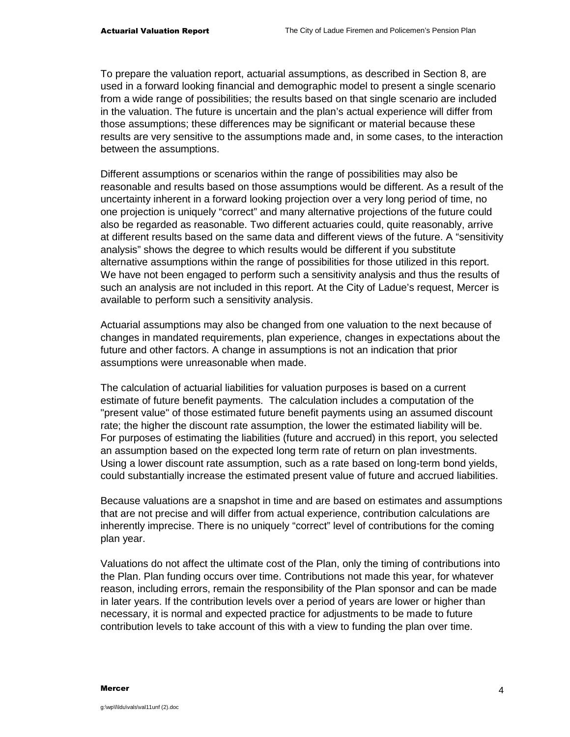To prepare the valuation report, actuarial assumptions, as described in Section 8, are used in a forward looking financial and demographic model to present a single scenario from a wide range of possibilities; the results based on that single scenario are included in the valuation. The future is uncertain and the plan's actual experience will differ from those assumptions; these differences may be significant or material because these results are very sensitive to the assumptions made and, in some cases, to the interaction between the assumptions.

Different assumptions or scenarios within the range of possibilities may also be reasonable and results based on those assumptions would be different. As a result of the uncertainty inherent in a forward looking projection over a very long period of time, no one projection is uniquely "correct" and many alternative projections of the future could also be regarded as reasonable. Two different actuaries could, quite reasonably, arrive at different results based on the same data and different views of the future. A "sensitivity analysis" shows the degree to which results would be different if you substitute alternative assumptions within the range of possibilities for those utilized in this report. We have not been engaged to perform such a sensitivity analysis and thus the results of such an analysis are not included in this report. At the City of Ladue's request, Mercer is available to perform such a sensitivity analysis.

Actuarial assumptions may also be changed from one valuation to the next because of changes in mandated requirements, plan experience, changes in expectations about the future and other factors. A change in assumptions is not an indication that prior assumptions were unreasonable when made.

The calculation of actuarial liabilities for valuation purposes is based on a current estimate of future benefit payments. The calculation includes a computation of the "present value" of those estimated future benefit payments using an assumed discount rate; the higher the discount rate assumption, the lower the estimated liability will be. For purposes of estimating the liabilities (future and accrued) in this report, you selected an assumption based on the expected long term rate of return on plan investments. Using a lower discount rate assumption, such as a rate based on long-term bond yields, could substantially increase the estimated present value of future and accrued liabilities.

Because valuations are a snapshot in time and are based on estimates and assumptions that are not precise and will differ from actual experience, contribution calculations are inherently imprecise. There is no uniquely "correct" level of contributions for the coming plan year.

Valuations do not affect the ultimate cost of the Plan, only the timing of contributions into the Plan. Plan funding occurs over time. Contributions not made this year, for whatever reason, including errors, remain the responsibility of the Plan sponsor and can be made in later years. If the contribution levels over a period of years are lower or higher than necessary, it is normal and expected practice for adjustments to be made to future contribution levels to take account of this with a view to funding the plan over time.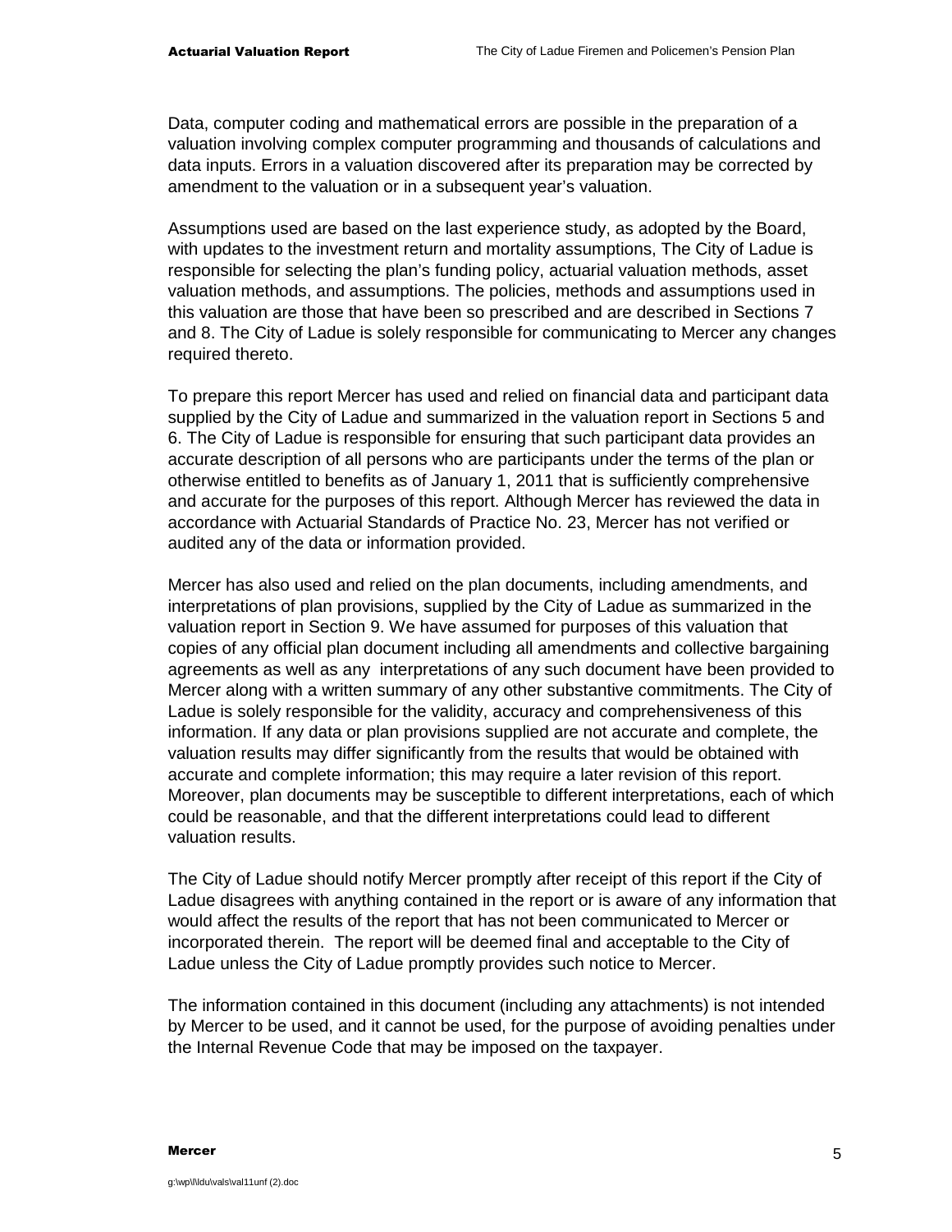Data, computer coding and mathematical errors are possible in the preparation of a valuation involving complex computer programming and thousands of calculations and data inputs. Errors in a valuation discovered after its preparation may be corrected by amendment to the valuation or in a subsequent year's valuation.

Assumptions used are based on the last experience study, as adopted by the Board, with updates to the investment return and mortality assumptions, The City of Ladue is responsible for selecting the plan's funding policy, actuarial valuation methods, asset valuation methods, and assumptions. The policies, methods and assumptions used in this valuation are those that have been so prescribed and are described in Sections 7 and 8. The City of Ladue is solely responsible for communicating to Mercer any changes required thereto.

To prepare this report Mercer has used and relied on financial data and participant data supplied by the City of Ladue and summarized in the valuation report in Sections 5 and 6. The City of Ladue is responsible for ensuring that such participant data provides an accurate description of all persons who are participants under the terms of the plan or otherwise entitled to benefits as of January 1, 2011 that is sufficiently comprehensive and accurate for the purposes of this report. Although Mercer has reviewed the data in accordance with Actuarial Standards of Practice No. 23, Mercer has not verified or audited any of the data or information provided.

Mercer has also used and relied on the plan documents, including amendments, and interpretations of plan provisions, supplied by the City of Ladue as summarized in the valuation report in Section 9. We have assumed for purposes of this valuation that copies of any official plan document including all amendments and collective bargaining agreements as well as any interpretations of any such document have been provided to Mercer along with a written summary of any other substantive commitments. The City of Ladue is solely responsible for the validity, accuracy and comprehensiveness of this information. If any data or plan provisions supplied are not accurate and complete, the valuation results may differ significantly from the results that would be obtained with accurate and complete information; this may require a later revision of this report. Moreover, plan documents may be susceptible to different interpretations, each of which could be reasonable, and that the different interpretations could lead to different valuation results.

The City of Ladue should notify Mercer promptly after receipt of this report if the City of Ladue disagrees with anything contained in the report or is aware of any information that would affect the results of the report that has not been communicated to Mercer or incorporated therein. The report will be deemed final and acceptable to the City of Ladue unless the City of Ladue promptly provides such notice to Mercer.

The information contained in this document (including any attachments) is not intended by Mercer to be used, and it cannot be used, for the purpose of avoiding penalties under the Internal Revenue Code that may be imposed on the taxpayer.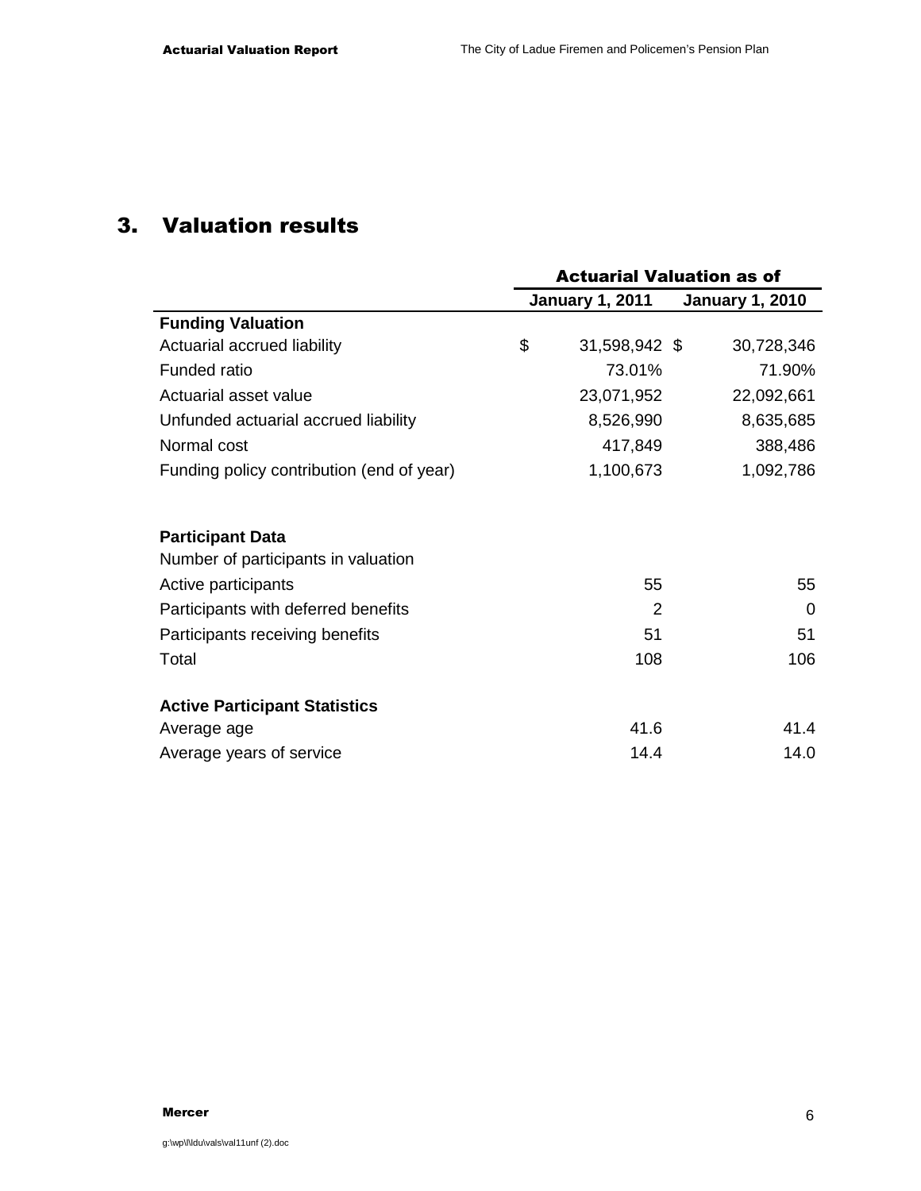## 3. Valuation results

| | Actuarial Valuation as of | |
|---|---|---|
| | January 1, 2011 | January 1, 2010 |
| **Funding Valuation** | | |
| Actuarial accrued liability | $ 31,598,942 | $ 30,728,346 |
| Funded ratio | 73.01% | 71.90% |
| Actuarial asset value | 23,071,952 | 22,092,661 |
| Unfunded actuarial accrued liability | 8,526,990 | 8,635,685 |
| Normal cost | 417,849 | 388,486 |
| Funding policy contribution (end of year) | 1,100,673 | 1,092,786 |
| | | |
| **Participant Data** | | |
| Number of participants in valuation | | |
| Active participants | 55 | 55 |
| Participants with deferred benefits | 2 | 0 |
| Participants receiving benefits | 51 | 51 |
| Total | 108 | 106 |
| | | |
| **Active Participant Statistics** | | |
| Average age | 41.6 | 41.4 |
| Average years of service | 14.4 | 14.0 |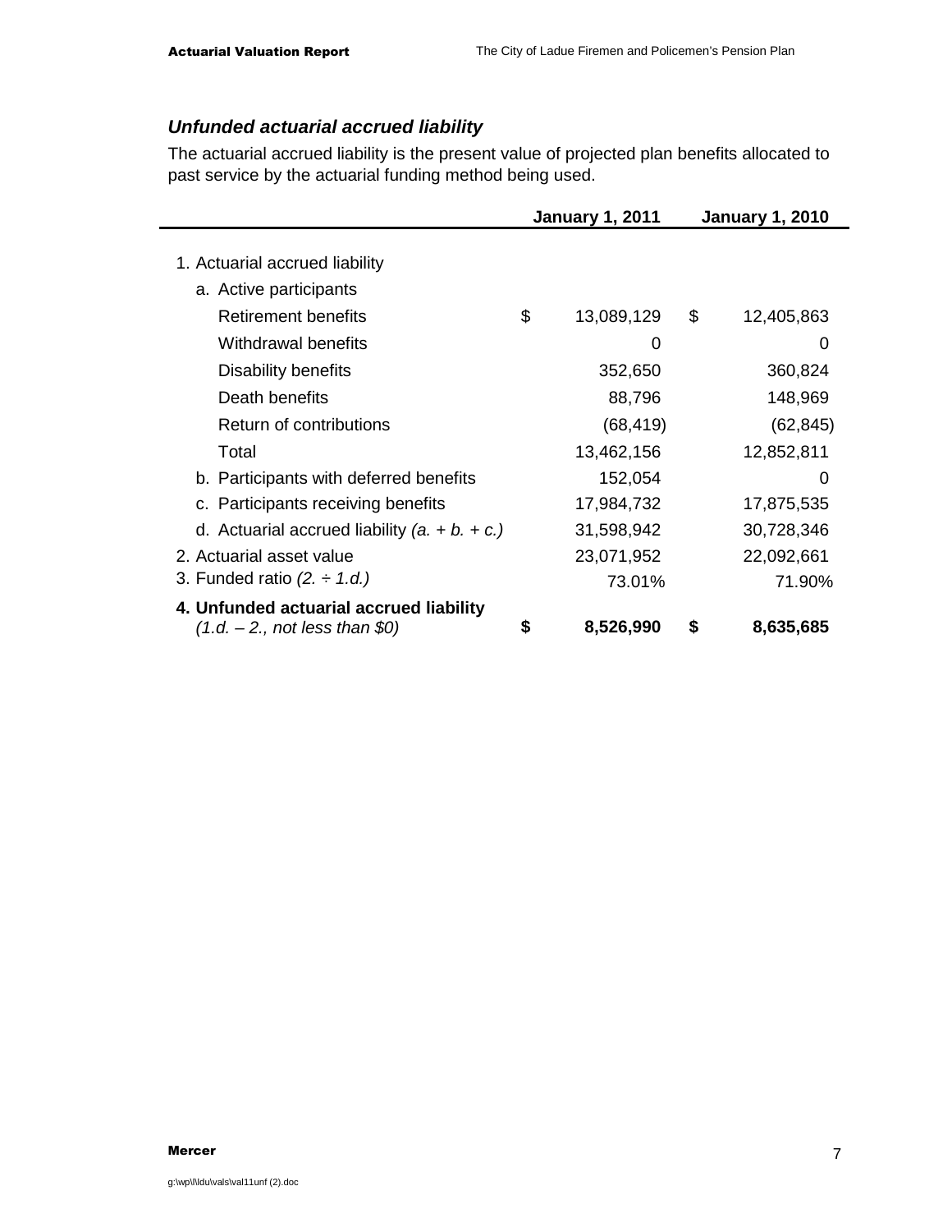### *Unfunded actuarial accrued liability*

The actuarial accrued liability is the present value of projected plan benefits allocated to past service by the actuarial funding method being used.

| | January 1, 2011 | January 1, 2010 |
|---|---|---|
| 1. Actuarial accrued liability | | |
| a. Active participants | | |
| Retirement benefits | $ 13,089,129 | $ 12,405,863 |
| Withdrawal benefits | 0 | 0 |
| Disability benefits | 352,650 | 360,824 |
| Death benefits | 88,796 | 148,969 |
| Return of contributions | (68,419) | (62,845) |
| Total | 13,462,156 | 12,852,811 |
| b. Participants with deferred benefits | 152,054 | 0 |
| c. Participants receiving benefits | 17,984,732 | 17,875,535 |
| d. Actuarial accrued liability *(a. + b. + c.)* | 31,598,942 | 30,728,346 |
| 2. Actuarial asset value | 23,071,952 | 22,092,661 |
| 3. Funded ratio *(2. ÷ 1.d.)* | 73.01% | 71.90% |
| **4. Unfunded actuarial accrued liability** *(1.d. – 2., not less than $0)* | **$ 8,526,990** | **$ 8,635,685** |

g:\wp\l\ldu\vals\val11unf (2).doc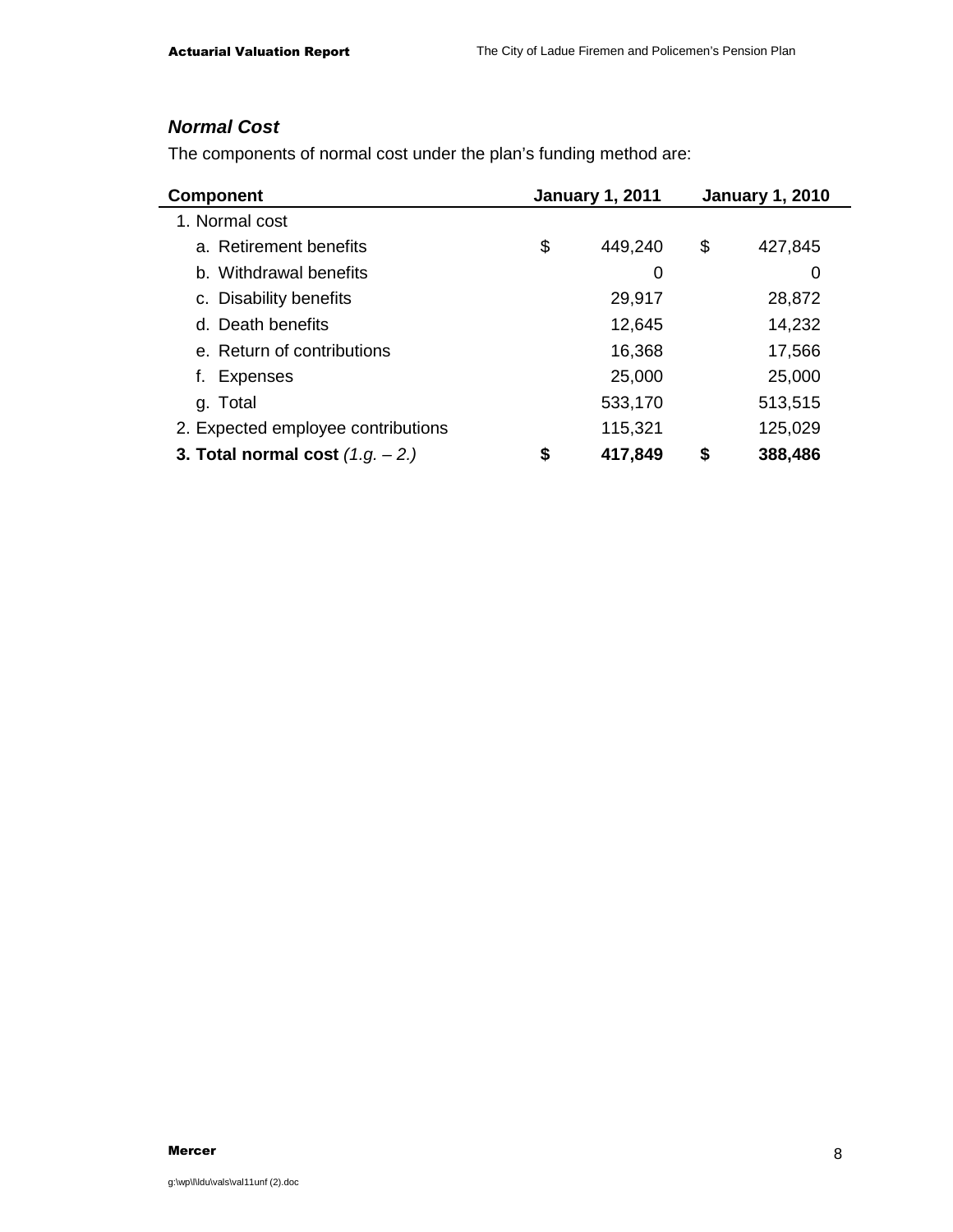### *Normal Cost*

The components of normal cost under the plan's funding method are:

| Component | January 1, 2011 | January 1, 2010 |
|---|---|---|
| 1. Normal cost | | |
| a. Retirement benefits | $ 449,240 | $ 427,845 |
| b. Withdrawal benefits | 0 | 0 |
| c. Disability benefits | 29,917 | 28,872 |
| d. Death benefits | 12,645 | 14,232 |
| e. Return of contributions | 16,368 | 17,566 |
| f. Expenses | 25,000 | 25,000 |
| g. Total | 533,170 | 513,515 |
| 2. Expected employee contributions | 115,321 | 125,029 |
| **3. Total normal cost** *(1.g. – 2.)* | **$ 417,849** | **$ 388,486** |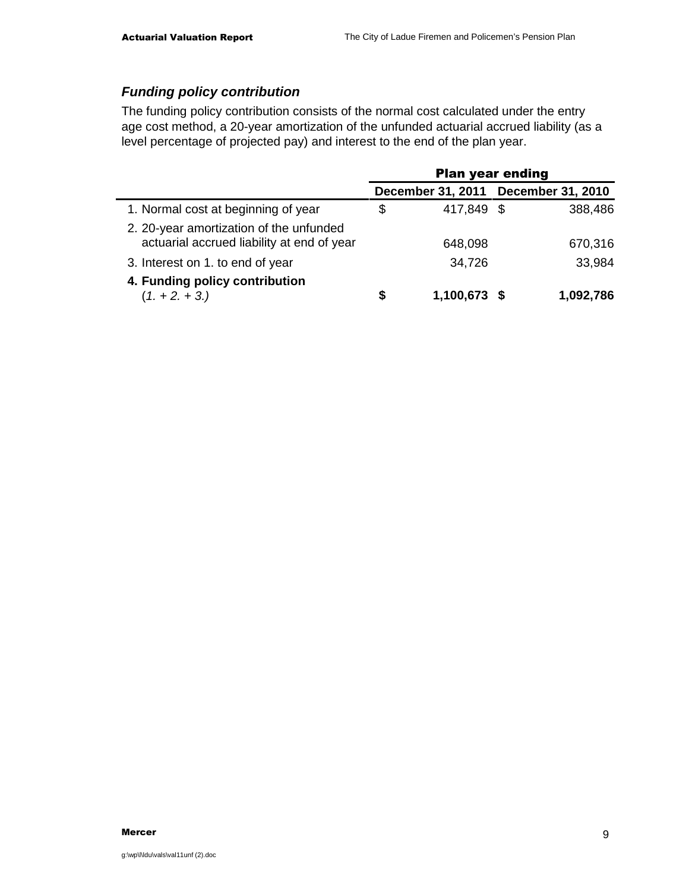### *Funding policy contribution*

The funding policy contribution consists of the normal cost calculated under the entry age cost method, a 20-year amortization of the unfunded actuarial accrued liability (as a level percentage of projected pay) and interest to the end of the plan year.

| | Plan year ending | |
|---|---|---|
| | December 31, 2011 | December 31, 2010 |
| 1. Normal cost at beginning of year | $ 417,849 | $ 388,486 |
| 2. 20-year amortization of the unfunded actuarial accrued liability at end of year | 648,098 | 670,316 |
| 3. Interest on 1. to end of year | 34,726 | 33,984 |
| **4. Funding policy contribution** *(1. + 2. + 3.)* | **$ 1,100,673** | **$ 1,092,786** |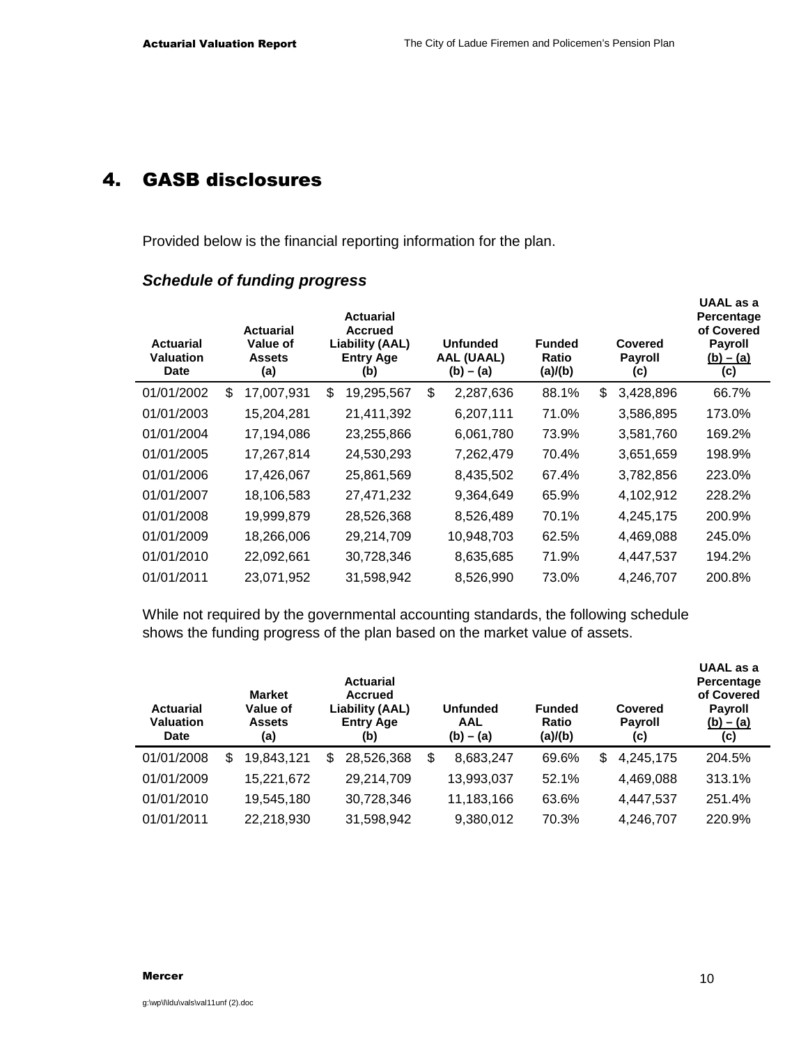# 4. GASB disclosures

Provided below is the financial reporting information for the plan.

### *Schedule of funding progress*

| Actuarial Valuation Date | Actuarial Value of Assets (a) | Actuarial Accrued Liability (AAL) Entry Age (b) | Unfunded AAL (UAAL) (b) – (a) | Funded Ratio (a)/(b) | Covered Payroll (c) | UAAL as a Percentage of Covered Payroll (b) – (a) (c) |
|---|---|---|---|---|---|---|
| 01/01/2002 | $ 17,007,931 | $ 19,295,567 | $ 2,287,636 | 88.1% | $ 3,428,896 | 66.7% |
| 01/01/2003 | 15,204,281 | 21,411,392 | 6,207,111 | 71.0% | 3,586,895 | 173.0% |
| 01/01/2004 | 17,194,086 | 23,255,866 | 6,061,780 | 73.9% | 3,581,760 | 169.2% |
| 01/01/2005 | 17,267,814 | 24,530,293 | 7,262,479 | 70.4% | 3,651,659 | 198.9% |
| 01/01/2006 | 17,426,067 | 25,861,569 | 8,435,502 | 67.4% | 3,782,856 | 223.0% |
| 01/01/2007 | 18,106,583 | 27,471,232 | 9,364,649 | 65.9% | 4,102,912 | 228.2% |
| 01/01/2008 | 19,999,879 | 28,526,368 | 8,526,489 | 70.1% | 4,245,175 | 200.9% |
| 01/01/2009 | 18,266,006 | 29,214,709 | 10,948,703 | 62.5% | 4,469,088 | 245.0% |
| 01/01/2010 | 22,092,661 | 30,728,346 | 8,635,685 | 71.9% | 4,447,537 | 194.2% |
| 01/01/2011 | 23,071,952 | 31,598,942 | 8,526,990 | 73.0% | 4,246,707 | 200.8% |

While not required by the governmental accounting standards, the following schedule shows the funding progress of the plan based on the market value of assets.

| Actuarial Valuation Date | Market Value of Assets (a) | Actuarial Accrued Liability (AAL) Entry Age (b) | Unfunded AAL (b) – (a) | Funded Ratio (a)/(b) | Covered Payroll (c) | UAAL as a Percentage of Covered Payroll (b) – (a) (c) |
|---|---|---|---|---|---|---|
| 01/01/2008 | $ 19,843,121 | $ 28,526,368 | $ 8,683,247 | 69.6% | $ 4,245,175 | 204.5% |
| 01/01/2009 | 15,221,672 | 29,214,709 | 13,993,037 | 52.1% | 4,469,088 | 313.1% |
| 01/01/2010 | 19,545,180 | 30,728,346 | 11,183,166 | 63.6% | 4,447,537 | 251.4% |
| 01/01/2011 | 22,218,930 | 31,598,942 | 9,380,012 | 70.3% | 4,246,707 | 220.9% |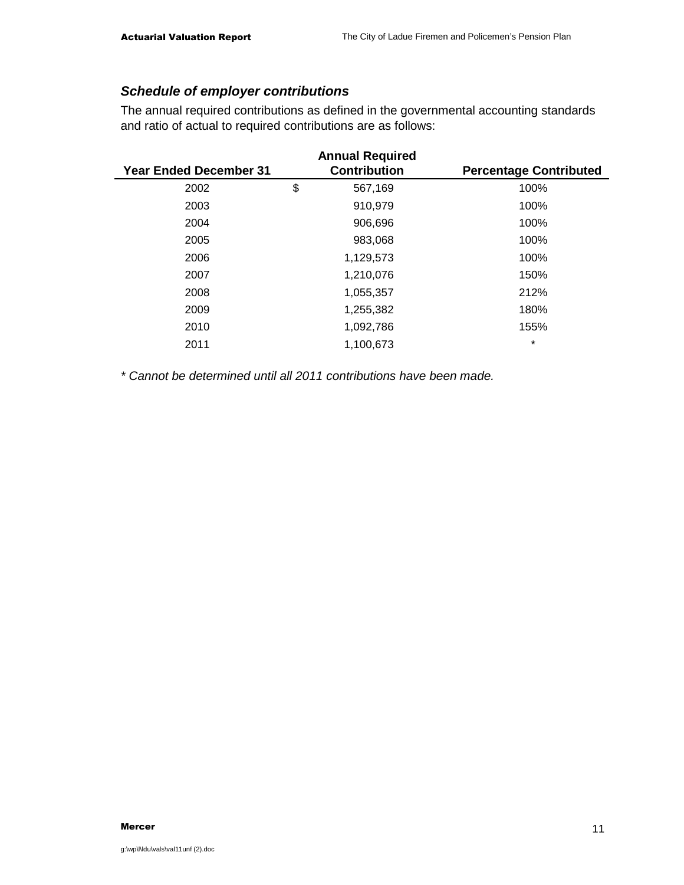### *Schedule of employer contributions*

The annual required contributions as defined in the governmental accounting standards and ratio of actual to required contributions are as follows:

| Year Ended December 31 | Annual Required Contribution | Percentage Contributed |
|---|---|---|
| 2002 | $ 567,169 | 100% |
| 2003 | 910,979 | 100% |
| 2004 | 906,696 | 100% |
| 2005 | 983,068 | 100% |
| 2006 | 1,129,573 | 100% |
| 2007 | 1,210,076 | 150% |
| 2008 | 1,055,357 | 212% |
| 2009 | 1,255,382 | 180% |
| 2010 | 1,092,786 | 155% |
| 2011 | 1,100,673 | * |

*\* Cannot be determined until all 2011 contributions have been made.*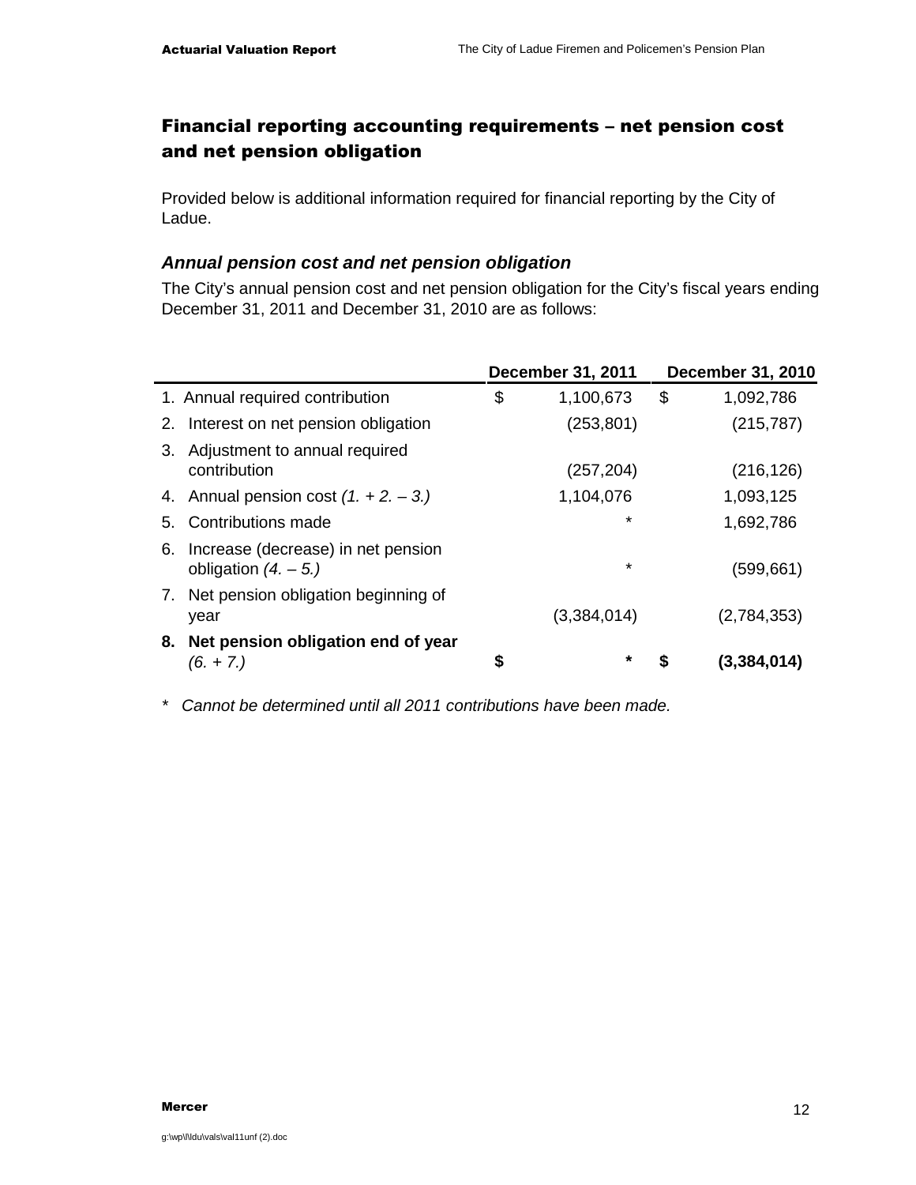## Financial reporting accounting requirements – net pension cost and net pension obligation

Provided below is additional information required for financial reporting by the City of Ladue.

### *Annual pension cost and net pension obligation*

The City's annual pension cost and net pension obligation for the City's fiscal years ending December 31, 2011 and December 31, 2010 are as follows:

| | December 31, 2011 | December 31, 2010 |
|---|---|---|
| 1. Annual required contribution | $ 1,100,673 | $ 1,092,786 |
| 2. Interest on net pension obligation | (253,801) | (215,787) |
| 3. Adjustment to annual required contribution | (257,204) | (216,126) |
| 4. Annual pension cost *(1. + 2. – 3.)* | 1,104,076 | 1,093,125 |
| 5. Contributions made | * | 1,692,786 |
| 6. Increase (decrease) in net pension obligation *(4. – 5.)* | * | (599,661) |
| 7. Net pension obligation beginning of year | (3,384,014) | (2,784,353) |
| **8. Net pension obligation end of year** *(6. + 7.)* | **$ \*** | **$ (3,384,014)** |

\* *Cannot be determined until all 2011 contributions have been made.*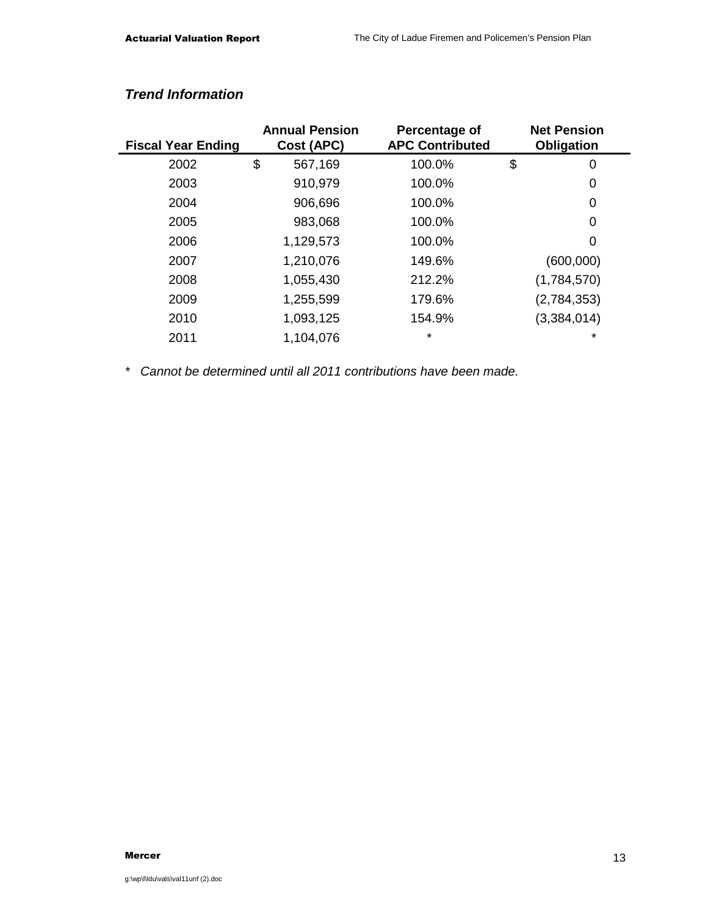### *Trend Information*

| Fiscal Year Ending | Annual Pension Cost (APC) | Percentage of APC Contributed | Net Pension Obligation |
|---|---|---|---|
| 2002 | $ 567,169 | 100.0% | $ 0 |
| 2003 | 910,979 | 100.0% | 0 |
| 2004 | 906,696 | 100.0% | 0 |
| 2005 | 983,068 | 100.0% | 0 |
| 2006 | 1,129,573 | 100.0% | 0 |
| 2007 | 1,210,076 | 149.6% | (600,000) |
| 2008 | 1,055,430 | 212.2% | (1,784,570) |
| 2009 | 1,255,599 | 179.6% | (2,784,353) |
| 2010 | 1,093,125 | 154.9% | (3,384,014) |
| 2011 | 1,104,076 | * | * |

\* *Cannot be determined until all 2011 contributions have been made.*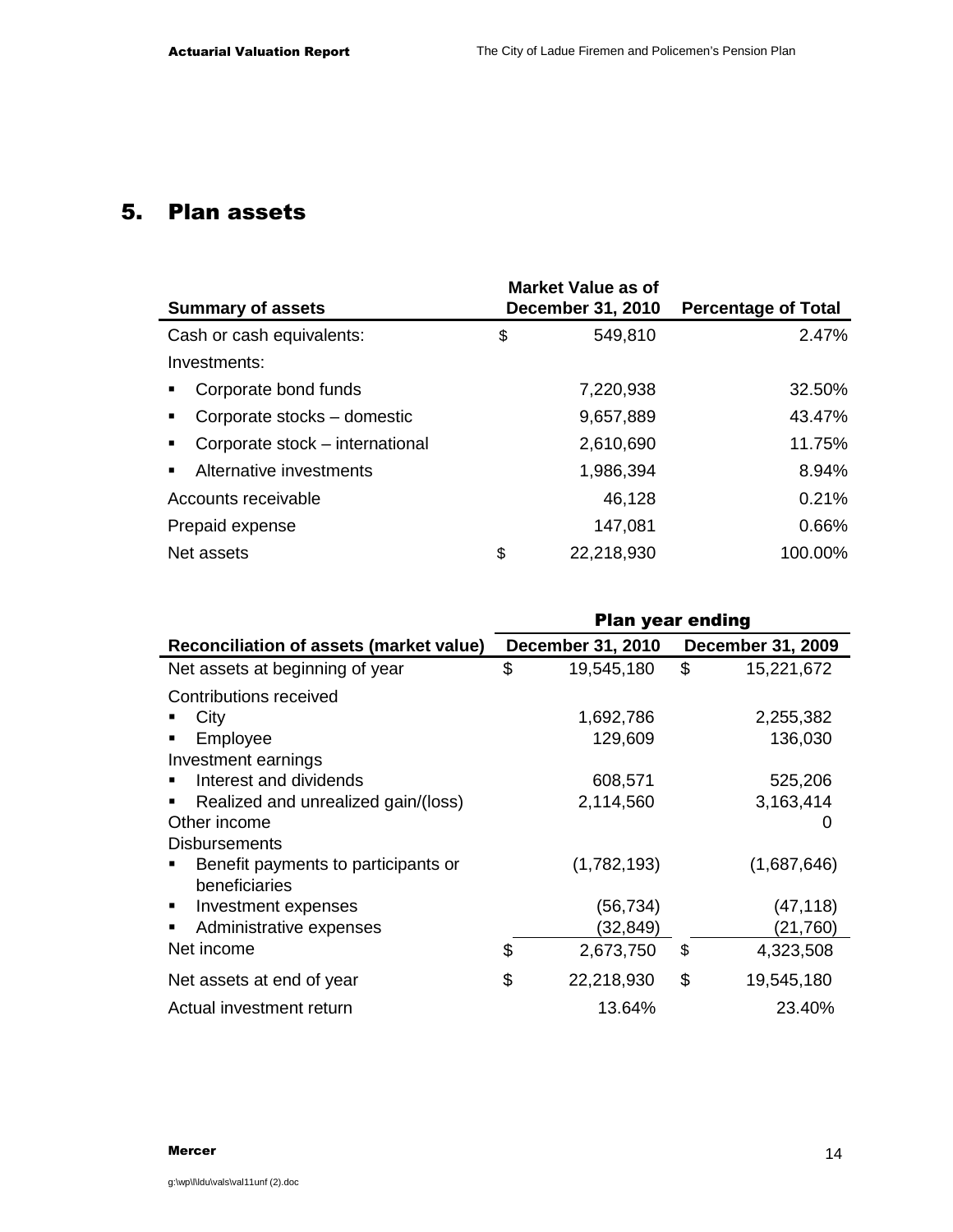# 5. Plan assets

| Summary of assets | Market Value as of December 31, 2010 | Percentage of Total |
|---|---|---|
| Cash or cash equivalents: | $ 549,810 | 2.47% |
| Investments: | | |
| ▪ Corporate bond funds | 7,220,938 | 32.50% |
| ▪ Corporate stocks – domestic | 9,657,889 | 43.47% |
| ▪ Corporate stock – international | 2,610,690 | 11.75% |
| ▪ Alternative investments | 1,986,394 | 8.94% |
| Accounts receivable | 46,128 | 0.21% |
| Prepaid expense | 147,081 | 0.66% |
| Net assets | $ 22,218,930 | 100.00% |

| | Plan year ending | |
|---|---|---|
| Reconciliation of assets (market value) | December 31, 2010 | December 31, 2009 |
| Net assets at beginning of year | $ 19,545,180 | $ 15,221,672 |
| Contributions received | | |
| ▪ City | 1,692,786 | 2,255,382 |
| ▪ Employee | 129,609 | 136,030 |
| Investment earnings | | |
| ▪ Interest and dividends | 608,571 | 525,206 |
| ▪ Realized and unrealized gain/(loss) | 2,114,560 | 3,163,414 |
| Other income | | 0 |
| Disbursements | | |
| ▪ Benefit payments to participants or beneficiaries | (1,782,193) | (1,687,646) |
| ▪ Investment expenses | (56,734) | (47,118) |
| ▪ Administrative expenses | (32,849) | (21,760) |
| Net income | $ 2,673,750 | $ 4,323,508 |
| Net assets at end of year | $ 22,218,930 | $ 19,545,180 |
| Actual investment return | 13.64% | 23.40% |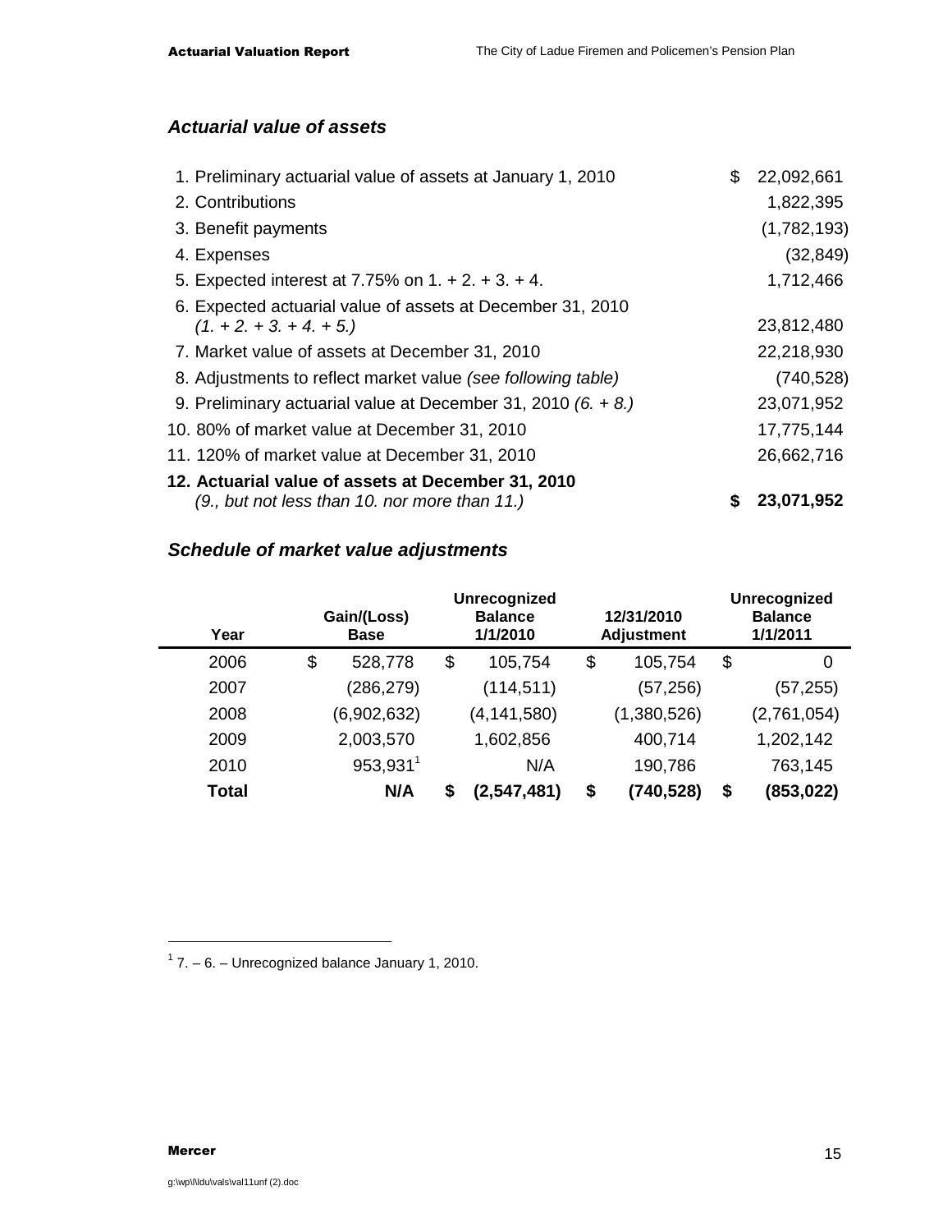### *Actuarial value of assets*

| | |
|---|---|
| 1. Preliminary actuarial value of assets at January 1, 2010 | $ 22,092,661 |
| 2. Contributions | 1,822,395 |
| 3. Benefit payments | (1,782,193) |
| 4. Expenses | (32,849) |
| 5. Expected interest at 7.75% on 1. + 2. + 3. + 4. | 1,712,466 |
| 6. Expected actuarial value of assets at December 31, 2010 *(1. + 2. + 3. + 4. + 5.)* | 23,812,480 |
| 7. Market value of assets at December 31, 2010 | 22,218,930 |
| 8. Adjustments to reflect market value *(see following table)* | (740,528) |
| 9. Preliminary actuarial value at December 31, 2010 *(6. + 8.)* | 23,071,952 |
| 10. 80% of market value at December 31, 2010 | 17,775,144 |
| 11. 120% of market value at December 31, 2010 | 26,662,716 |
| **12. Actuarial value of assets at December 31, 2010** *(9., but not less than 10. nor more than 11.)* | **$ 23,071,952** |

### *Schedule of market value adjustments*

| Year | Gain/(Loss) Base | Unrecognized Balance 1/1/2010 | 12/31/2010 Adjustment | Unrecognized Balance 1/1/2011 |
|---|---|---|---|---|
| 2006 | $ 528,778 | $ 105,754 | $ 105,754 | $ 0 |
| 2007 | (286,279) | (114,511) | (57,256) | (57,255) |
| 2008 | (6,902,632) | (4,141,580) | (1,380,526) | (2,761,054) |
| 2009 | 2,003,570 | 1,602,856 | 400,714 | 1,202,142 |
| 2010 | 953,931[1] | N/A | 190,786 | 763,145 |
| **Total** | **N/A** | **$ (2,547,481)** | **$ (740,528)** | **$ (853,022)** |

[1] 7. – 6. – Unrecognized balance January 1, 2010.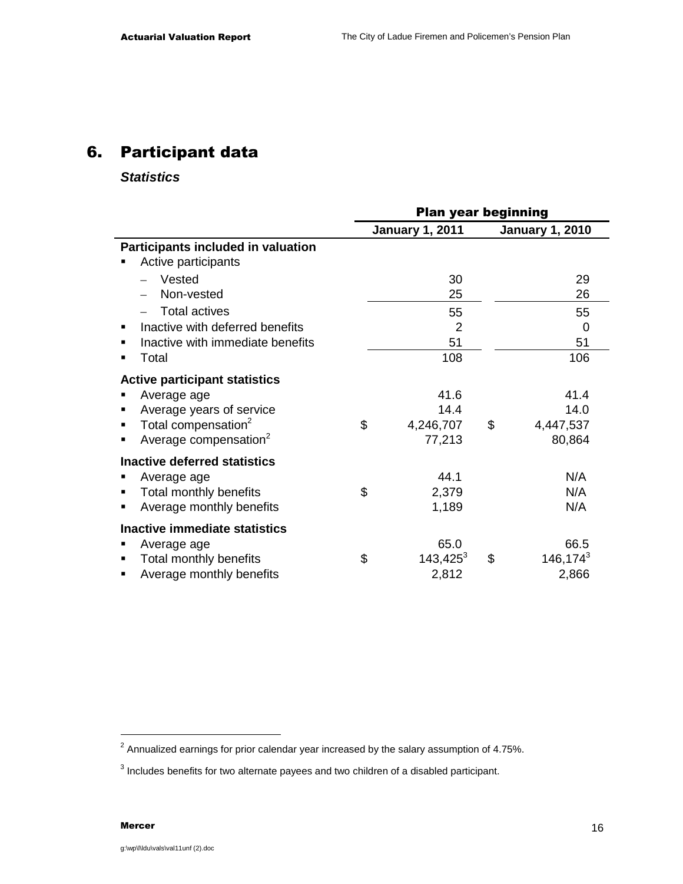# 6. Participant data

### *Statistics*

| | Plan year beginning | |
|---|---|---|
| | **January 1, 2011** | **January 1, 2010** |
| **Participants included in valuation** | | |
| ▪ Active participants | | |
| – Vested | 30 | 29 |
| – Non-vested | 25 | 26 |
| – Total actives | 55 | 55 |
| ▪ Inactive with deferred benefits | 2 | 0 |
| ▪ Inactive with immediate benefits | 51 | 51 |
| ▪ Total | 108 | 106 |
| **Active participant statistics** | | |
| ▪ Average age | 41.6 | 41.4 |
| ▪ Average years of service | 14.4 | 14.0 |
| ▪ Total compensation[2] | $ 4,246,707 | $ 4,447,537 |
| ▪ Average compensation[2] | 77,213 | 80,864 |
| **Inactive deferred statistics** | | |
| ▪ Average age | 44.1 | N/A |
| ▪ Total monthly benefits | $ 2,379 | N/A |
| ▪ Average monthly benefits | 1,189 | N/A |
| **Inactive immediate statistics** | | |
| ▪ Average age | 65.0 | 66.5 |
| ▪ Total monthly benefits | $ 143,425[3] | $ 146,174[3] |
| ▪ Average monthly benefits | 2,812 | 2,866 |

[2] Annualized earnings for prior calendar year increased by the salary assumption of 4.75%.

[3] Includes benefits for two alternate payees and two children of a disabled participant.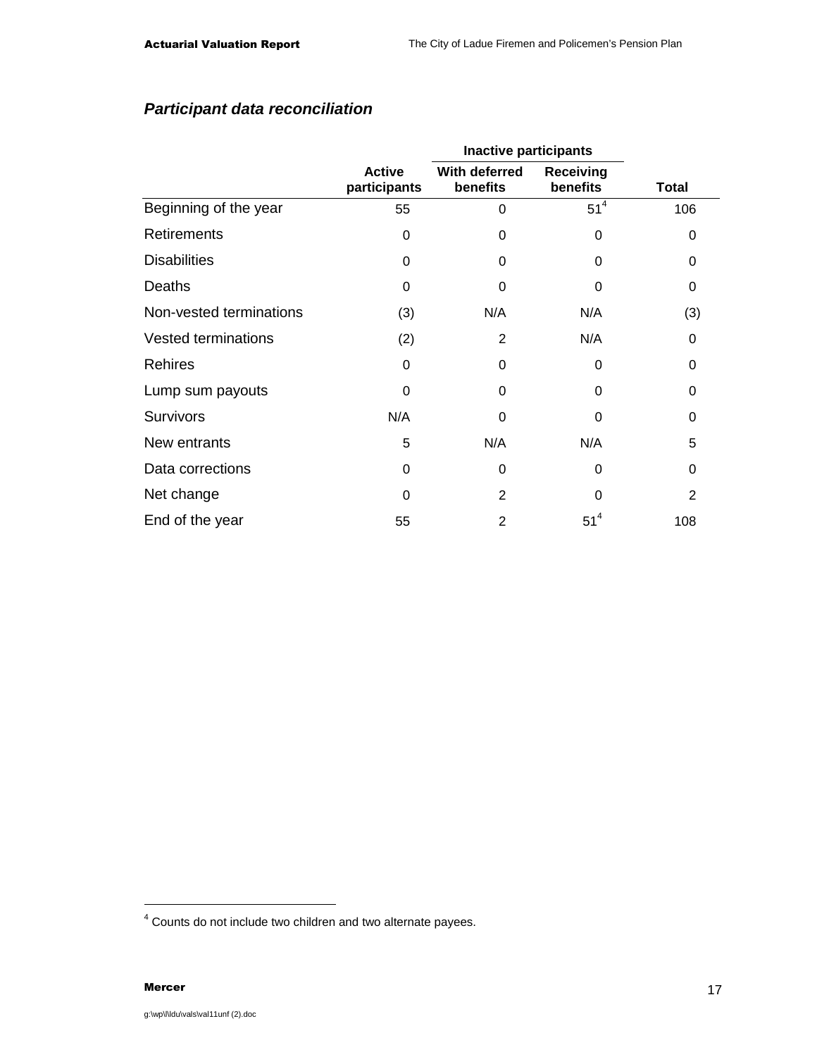### *Participant data reconciliation*

| | | Inactive participants | | |
|---|---|---|---|---|
| | Active participants | With deferred benefits | Receiving benefits | Total |
| Beginning of the year | 55 | 0 | 51[4] | 106 |
| Retirements | 0 | 0 | 0 | 0 |
| Disabilities | 0 | 0 | 0 | 0 |
| Deaths | 0 | 0 | 0 | 0 |
| Non-vested terminations | (3) | N/A | N/A | (3) |
| Vested terminations | (2) | 2 | N/A | 0 |
| Rehires | 0 | 0 | 0 | 0 |
| Lump sum payouts | 0 | 0 | 0 | 0 |
| Survivors | N/A | 0 | 0 | 0 |
| New entrants | 5 | N/A | N/A | 5 |
| Data corrections | 0 | 0 | 0 | 0 |
| Net change | 0 | 2 | 0 | 2 |
| End of the year | 55 | 2 | 51[4] | 108 |

[4] Counts do not include two children and two alternate payees.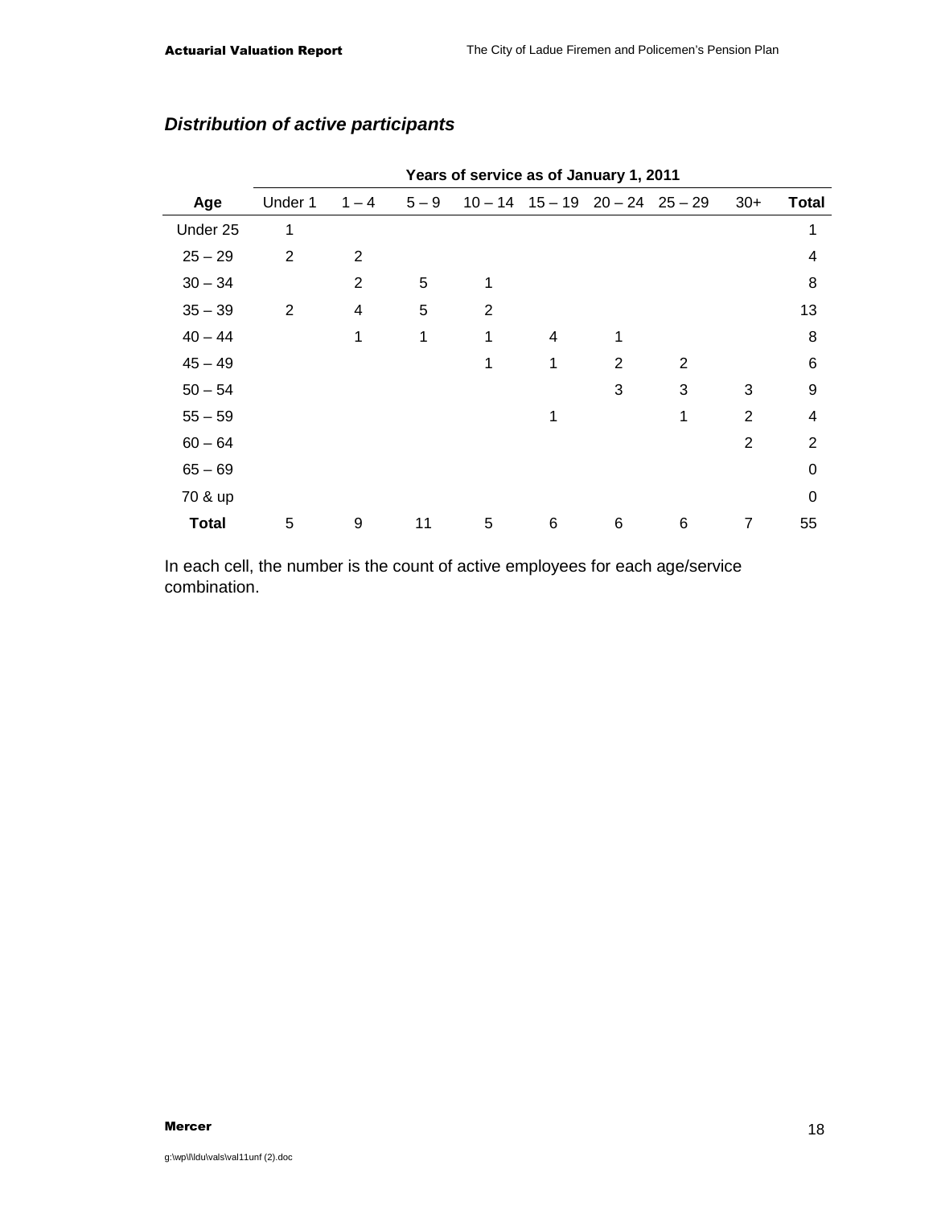### *Distribution of active participants*

| | Years of service as of January 1, 2011 | | | | | | | | |
|---|---|---|---|---|---|---|---|---|---|
| **Age** | Under 1 | 1 – 4 | 5 – 9 | 10 – 14 | 15 – 19 | 20 – 24 | 25 – 29 | 30+ | **Total** |
| Under 25 | 1 | | | | | | | | 1 |
| 25 – 29 | 2 | 2 | | | | | | | 4 |
| 30 – 34 | | 2 | 5 | 1 | | | | | 8 |
| 35 – 39 | 2 | 4 | 5 | 2 | | | | | 13 |
| 40 – 44 | | 1 | 1 | 1 | 4 | 1 | | | 8 |
| 45 – 49 | | | | 1 | 1 | 2 | 2 | | 6 |
| 50 – 54 | | | | | | 3 | 3 | 3 | 9 |
| 55 – 59 | | | | | 1 | | 1 | 2 | 4 |
| 60 – 64 | | | | | | | | 2 | 2 |
| 65 – 69 | | | | | | | | | 0 |
| 70 & up | | | | | | | | | 0 |
| **Total** | 5 | 9 | 11 | 5 | 6 | 6 | 6 | 7 | 55 |

In each cell, the number is the count of active employees for each age/service combination.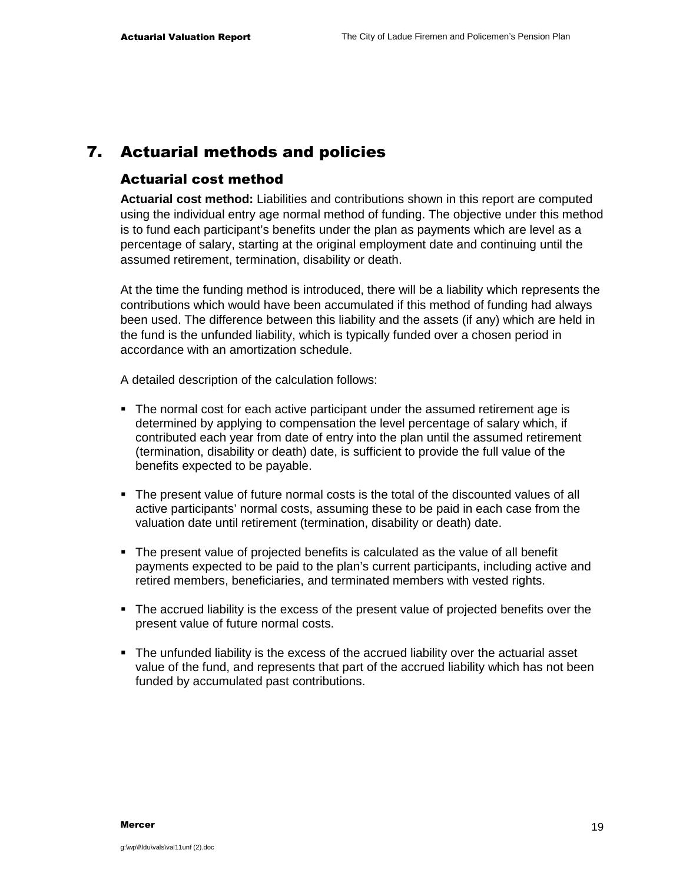# 7. Actuarial methods and policies

## Actuarial cost method

**Actuarial cost method:** Liabilities and contributions shown in this report are computed using the individual entry age normal method of funding. The objective under this method is to fund each participant's benefits under the plan as payments which are level as a percentage of salary, starting at the original employment date and continuing until the assumed retirement, termination, disability or death.

At the time the funding method is introduced, there will be a liability which represents the contributions which would have been accumulated if this method of funding had always been used. The difference between this liability and the assets (if any) which are held in the fund is the unfunded liability, which is typically funded over a chosen period in accordance with an amortization schedule.

A detailed description of the calculation follows:

- The normal cost for each active participant under the assumed retirement age is determined by applying to compensation the level percentage of salary which, if contributed each year from date of entry into the plan until the assumed retirement (termination, disability or death) date, is sufficient to provide the full value of the benefits expected to be payable.

- The present value of future normal costs is the total of the discounted values of all active participants' normal costs, assuming these to be paid in each case from the valuation date until retirement (termination, disability or death) date.

- The present value of projected benefits is calculated as the value of all benefit payments expected to be paid to the plan's current participants, including active and retired members, beneficiaries, and terminated members with vested rights.

- The accrued liability is the excess of the present value of projected benefits over the present value of future normal costs.

- The unfunded liability is the excess of the accrued liability over the actuarial asset value of the fund, and represents that part of the accrued liability which has not been funded by accumulated past contributions.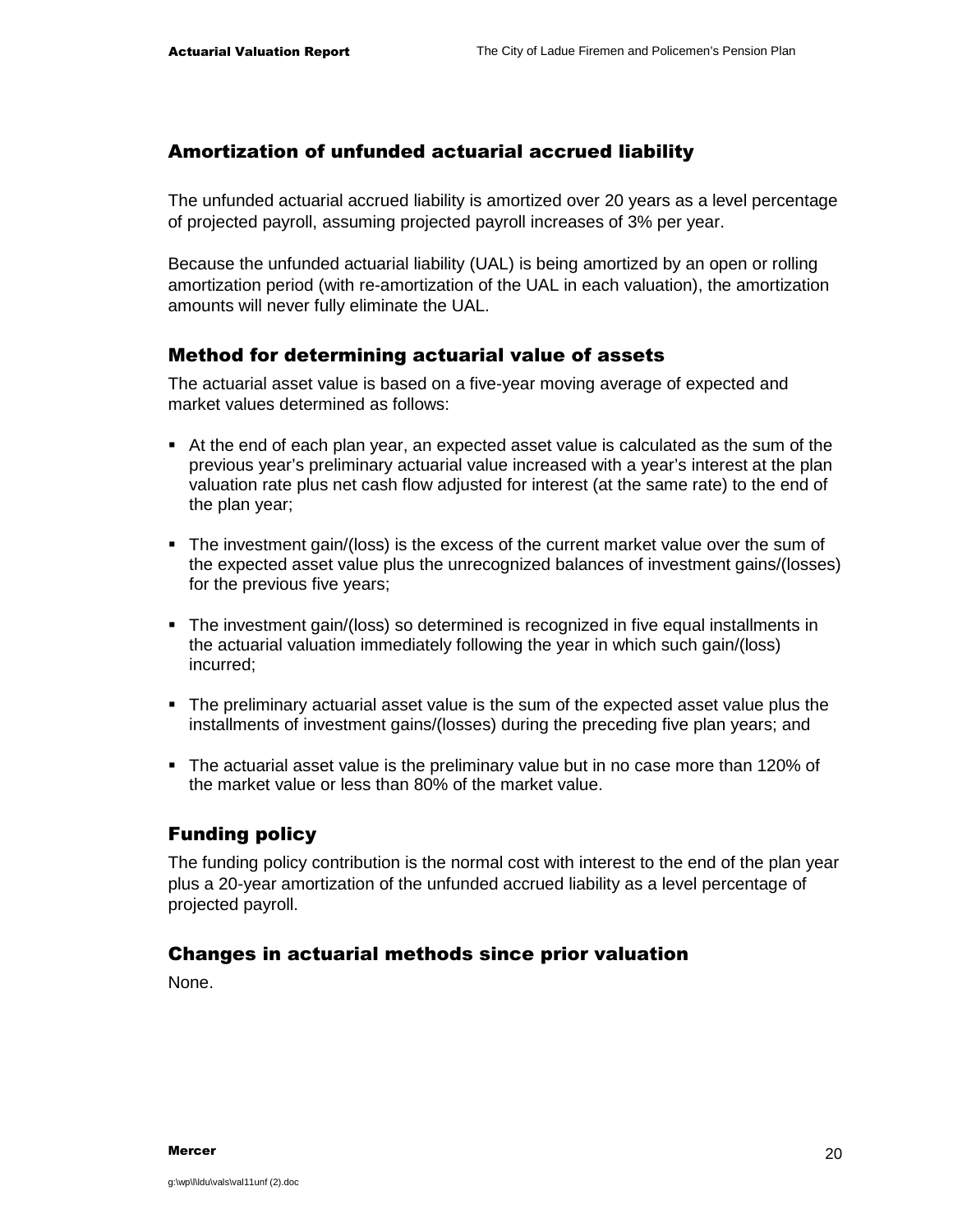## Amortization of unfunded actuarial accrued liability

The unfunded actuarial accrued liability is amortized over 20 years as a level percentage of projected payroll, assuming projected payroll increases of 3% per year.

Because the unfunded actuarial liability (UAL) is being amortized by an open or rolling amortization period (with re-amortization of the UAL in each valuation), the amortization amounts will never fully eliminate the UAL.

### Method for determining actuarial value of assets

The actuarial asset value is based on a five-year moving average of expected and market values determined as follows:

- At the end of each plan year, an expected asset value is calculated as the sum of the previous year's preliminary actuarial value increased with a year's interest at the plan valuation rate plus net cash flow adjusted for interest (at the same rate) to the end of the plan year;
- The investment gain/(loss) is the excess of the current market value over the sum of the expected asset value plus the unrecognized balances of investment gains/(losses) for the previous five years;
- The investment gain/(loss) so determined is recognized in five equal installments in the actuarial valuation immediately following the year in which such gain/(loss) incurred;
- The preliminary actuarial asset value is the sum of the expected asset value plus the installments of investment gains/(losses) during the preceding five plan years; and
- The actuarial asset value is the preliminary value but in no case more than 120% of the market value or less than 80% of the market value.

### Funding policy

The funding policy contribution is the normal cost with interest to the end of the plan year plus a 20-year amortization of the unfunded accrued liability as a level percentage of projected payroll.

### Changes in actuarial methods since prior valuation

None.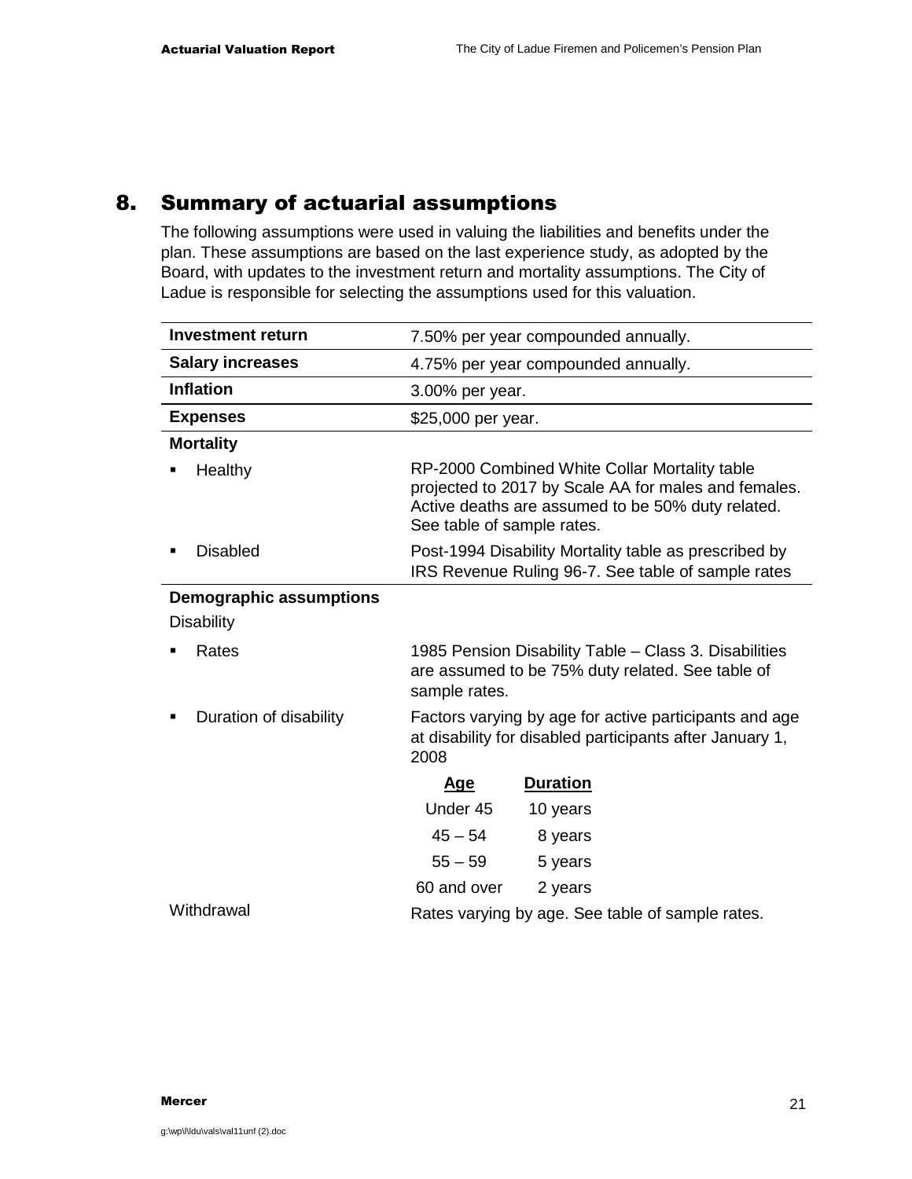## 8. Summary of actuarial assumptions

The following assumptions were used in valuing the liabilities and benefits under the plan. These assumptions are based on the last experience study, as adopted by the Board, with updates to the investment return and mortality assumptions. The City of Ladue is responsible for selecting the assumptions used for this valuation.

| | |
|---|---|
| **Investment return** | 7.50% per year compounded annually. |
| **Salary increases** | 4.75% per year compounded annually. |
| **Inflation** | 3.00% per year. |
| **Expenses** | $25,000 per year. |
| **Mortality** | |
| ▪ Healthy | RP-2000 Combined White Collar Mortality table projected to 2017 by Scale AA for males and females. Active deaths are assumed to be 50% duty related. See table of sample rates. |
| ▪ Disabled | Post-1994 Disability Mortality table as prescribed by IRS Revenue Ruling 96-7. See table of sample rates |
| **Demographic assumptions** | |
| Disability | |
| ▪ Rates | 1985 Pension Disability Table – Class 3. Disabilities are assumed to be 75% duty related. See table of sample rates. |
| ▪ Duration of disability | Factors varying by age for active participants and age at disability for disabled participants after January 1, 2008 |

| Age | Duration |
|---|---|
| Under 45 | 10 years |
| 45 – 54 | 8 years |
| 55 – 59 | 5 years |
| 60 and over | 2 years |

| | |
|---|---|
| Withdrawal | Rates varying by age. See table of sample rates. |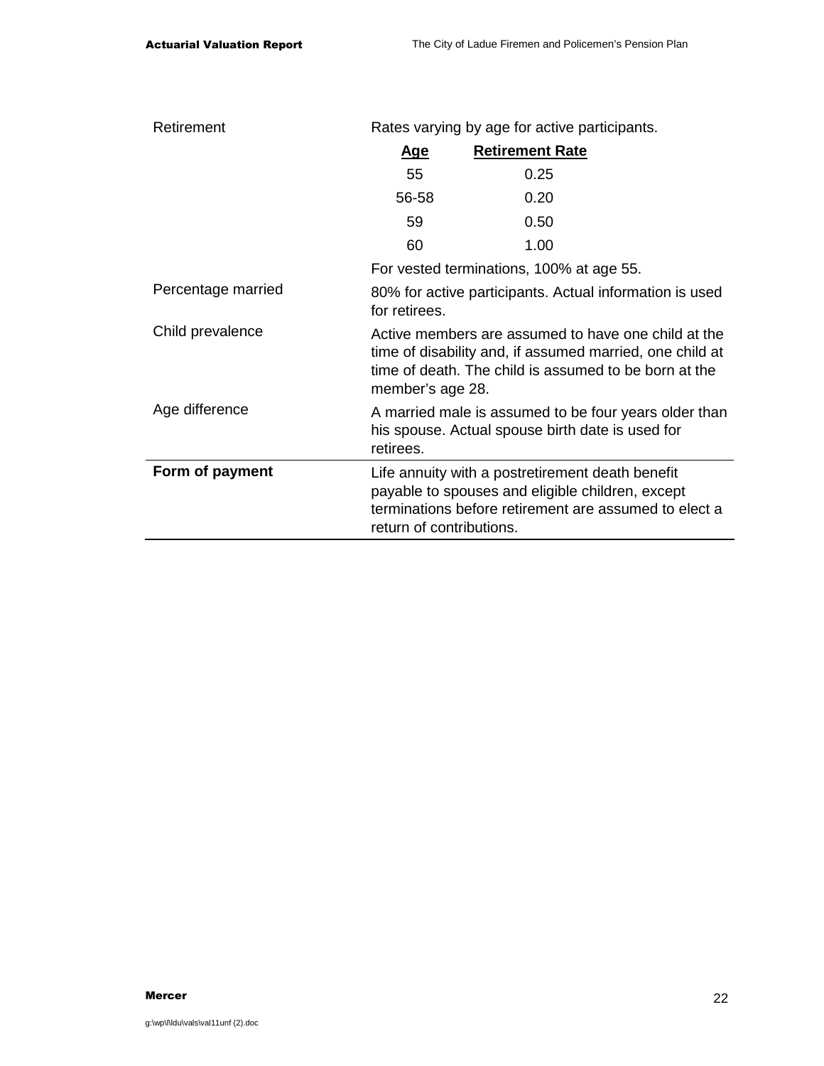| | |
|---|---|
| Retirement | Rates varying by age for active participants. |

| Age | Retirement Rate |
|---|---|
| 55 | 0.25 |
| 56-58 | 0.20 |
| 59 | 0.50 |
| 60 | 1.00 |

| | |
|---|---|
| | For vested terminations, 100% at age 55. |
| Percentage married | 80% for active participants. Actual information is used for retirees. |
| Child prevalence | Active members are assumed to have one child at the time of disability and, if assumed married, one child at time of death. The child is assumed to be born at the member's age 28. |
| Age difference | A married male is assumed to be four years older than his spouse. Actual spouse birth date is used for retirees. |
| **Form of payment** | Life annuity with a postretirement death benefit payable to spouses and eligible children, except terminations before retirement are assumed to elect a return of contributions. |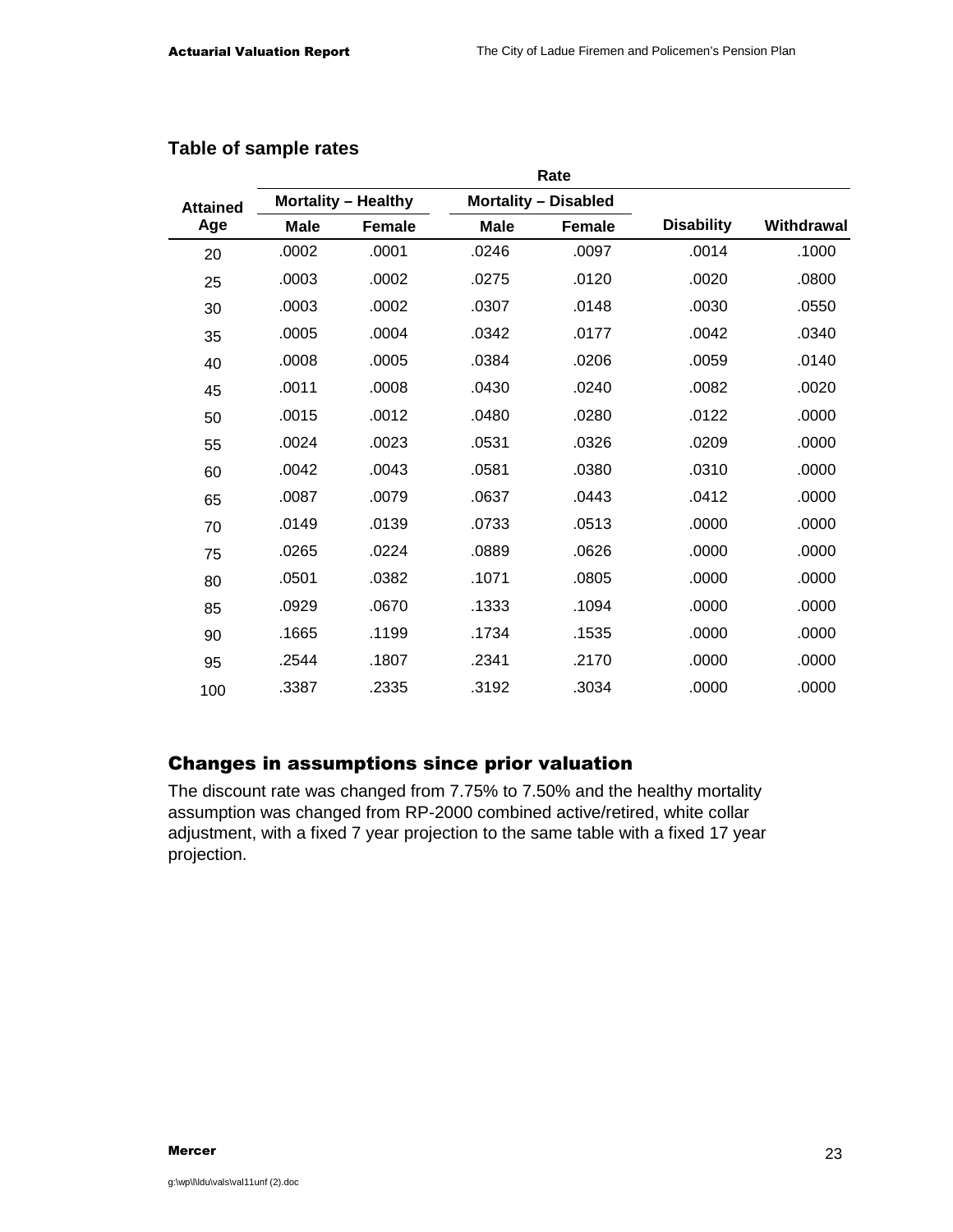### Table of sample rates

| Attained Age | Rate | | | | | |
|---|---|---|---|---|---|---|
| | Mortality – Healthy | | Mortality – Disabled | | | |
| | Male | Female | Male | Female | Disability | Withdrawal |
| 20 | .0002 | .0001 | .0246 | .0097 | .0014 | .1000 |
| 25 | .0003 | .0002 | .0275 | .0120 | .0020 | .0800 |
| 30 | .0003 | .0002 | .0307 | .0148 | .0030 | .0550 |
| 35 | .0005 | .0004 | .0342 | .0177 | .0042 | .0340 |
| 40 | .0008 | .0005 | .0384 | .0206 | .0059 | .0140 |
| 45 | .0011 | .0008 | .0430 | .0240 | .0082 | .0020 |
| 50 | .0015 | .0012 | .0480 | .0280 | .0122 | .0000 |
| 55 | .0024 | .0023 | .0531 | .0326 | .0209 | .0000 |
| 60 | .0042 | .0043 | .0581 | .0380 | .0310 | .0000 |
| 65 | .0087 | .0079 | .0637 | .0443 | .0412 | .0000 |
| 70 | .0149 | .0139 | .0733 | .0513 | .0000 | .0000 |
| 75 | .0265 | .0224 | .0889 | .0626 | .0000 | .0000 |
| 80 | .0501 | .0382 | .1071 | .0805 | .0000 | .0000 |
| 85 | .0929 | .0670 | .1333 | .1094 | .0000 | .0000 |
| 90 | .1665 | .1199 | .1734 | .1535 | .0000 | .0000 |
| 95 | .2544 | .1807 | .2341 | .2170 | .0000 | .0000 |
| 100 | .3387 | .2335 | .3192 | .3034 | .0000 | .0000 |

## Changes in assumptions since prior valuation

The discount rate was changed from 7.75% to 7.50% and the healthy mortality assumption was changed from RP-2000 combined active/retired, white collar adjustment, with a fixed 7 year projection to the same table with a fixed 17 year projection.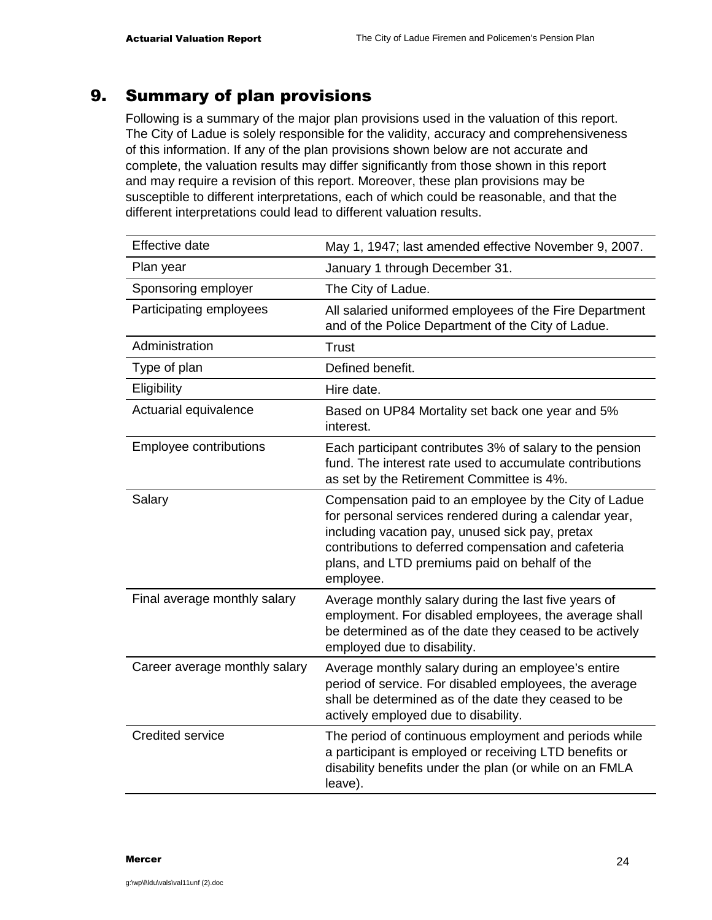## 9. Summary of plan provisions

Following is a summary of the major plan provisions used in the valuation of this report. The City of Ladue is solely responsible for the validity, accuracy and comprehensiveness of this information. If any of the plan provisions shown below are not accurate and complete, the valuation results may differ significantly from those shown in this report and may require a revision of this report. Moreover, these plan provisions may be susceptible to different interpretations, each of which could be reasonable, and that the different interpretations could lead to different valuation results.

| | |
|---|---|
| Effective date | May 1, 1947; last amended effective November 9, 2007. |
| Plan year | January 1 through December 31. |
| Sponsoring employer | The City of Ladue. |
| Participating employees | All salaried uniformed employees of the Fire Department and of the Police Department of the City of Ladue. |
| Administration | Trust |
| Type of plan | Defined benefit. |
| Eligibility | Hire date. |
| Actuarial equivalence | Based on UP84 Mortality set back one year and 5% interest. |
| Employee contributions | Each participant contributes 3% of salary to the pension fund. The interest rate used to accumulate contributions as set by the Retirement Committee is 4%. |
| Salary | Compensation paid to an employee by the City of Ladue for personal services rendered during a calendar year, including vacation pay, unused sick pay, pretax contributions to deferred compensation and cafeteria plans, and LTD premiums paid on behalf of the employee. |
| Final average monthly salary | Average monthly salary during the last five years of employment. For disabled employees, the average shall be determined as of the date they ceased to be actively employed due to disability. |
| Career average monthly salary | Average monthly salary during an employee's entire period of service. For disabled employees, the average shall be determined as of the date they ceased to be actively employed due to disability. |
| Credited service | The period of continuous employment and periods while a participant is employed or receiving LTD benefits or disability benefits under the plan (or while on an FMLA leave). |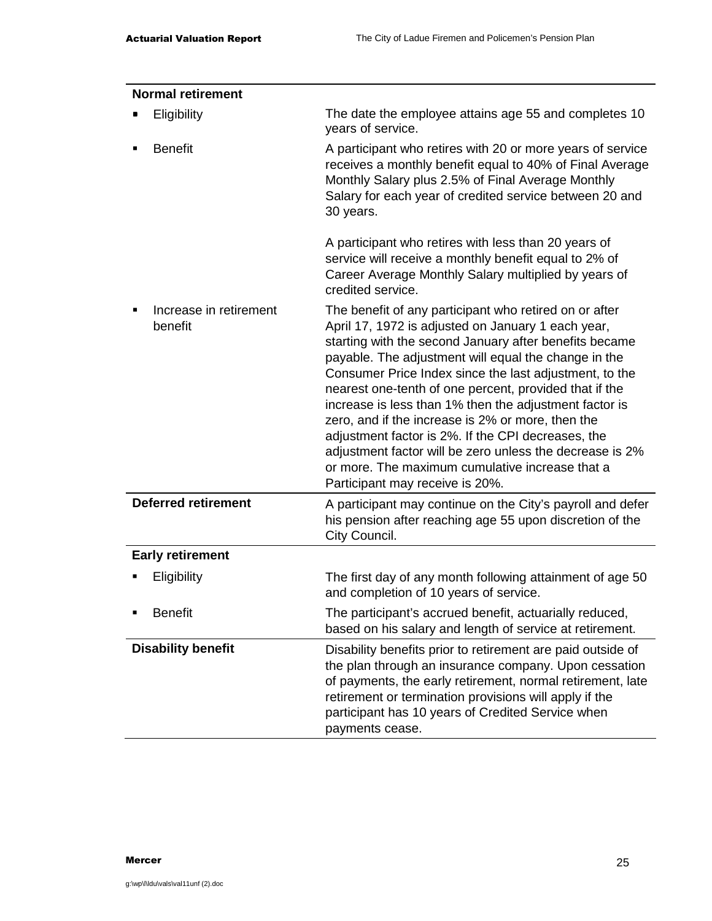| | |
|---|---|
| **Normal retirement** | |
| ▪ Eligibility | The date the employee attains age 55 and completes 10 years of service. |
| ▪ Benefit | A participant who retires with 20 or more years of service receives a monthly benefit equal to 40% of Final Average Monthly Salary plus 2.5% of Final Average Monthly Salary for each year of credited service between 20 and 30 years.<br><br>A participant who retires with less than 20 years of service will receive a monthly benefit equal to 2% of Career Average Monthly Salary multiplied by years of credited service. |
| ▪ Increase in retirement benefit | The benefit of any participant who retired on or after April 17, 1972 is adjusted on January 1 each year, starting with the second January after benefits became payable. The adjustment will equal the change in the Consumer Price Index since the last adjustment, to the nearest one-tenth of one percent, provided that if the increase is less than 1% then the adjustment factor is zero, and if the increase is 2% or more, then the adjustment factor is 2%. If the CPI decreases, the adjustment factor will be zero unless the decrease is 2% or more. The maximum cumulative increase that a Participant may receive is 20%. |
| **Deferred retirement** | A participant may continue on the City's payroll and defer his pension after reaching age 55 upon discretion of the City Council. |
| **Early retirement** | |
| ▪ Eligibility | The first day of any month following attainment of age 50 and completion of 10 years of service. |
| ▪ Benefit | The participant's accrued benefit, actuarially reduced, based on his salary and length of service at retirement. |
| **Disability benefit** | Disability benefits prior to retirement are paid outside of the plan through an insurance company. Upon cessation of payments, the early retirement, normal retirement, late retirement or termination provisions will apply if the participant has 10 years of Credited Service when payments cease. |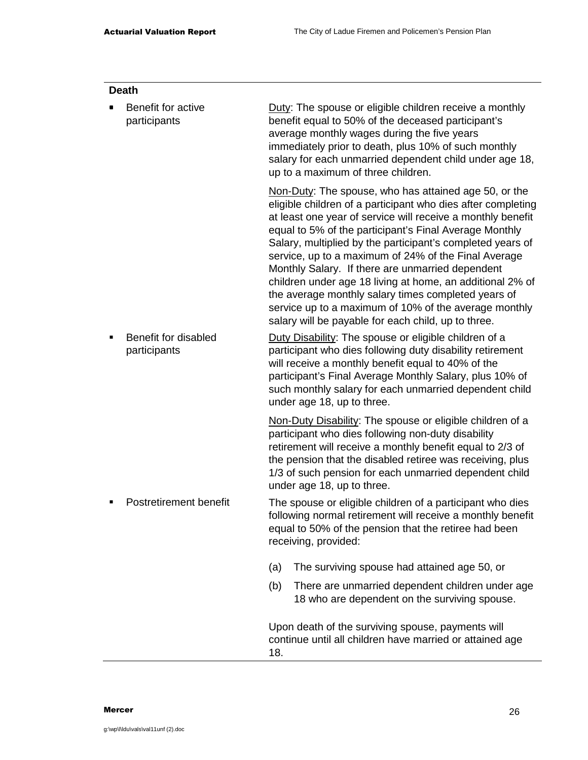**Death**

| | |
|---|---|
| ▪ Benefit for active participants | Duty: The spouse or eligible children receive a monthly benefit equal to 50% of the deceased participant's average monthly wages during the five years immediately prior to death, plus 10% of such monthly salary for each unmarried dependent child under age 18, up to a maximum of three children.<br><br>Non-Duty: The spouse, who has attained age 50, or the eligible children of a participant who dies after completing at least one year of service will receive a monthly benefit equal to 5% of the participant's Final Average Monthly Salary, multiplied by the participant's completed years of service, up to a maximum of 24% of the Final Average Monthly Salary. If there are unmarried dependent children under age 18 living at home, an additional 2% of the average monthly salary times completed years of service up to a maximum of 10% of the average monthly salary will be payable for each child, up to three. |
| ▪ Benefit for disabled participants | Duty Disability: The spouse or eligible children of a participant who dies following duty disability retirement will receive a monthly benefit equal to 40% of the participant's Final Average Monthly Salary, plus 10% of such monthly salary for each unmarried dependent child under age 18, up to three.<br><br>Non-Duty Disability: The spouse or eligible children of a participant who dies following non-duty disability retirement will receive a monthly benefit equal to 2/3 of the pension that the disabled retiree was receiving, plus 1/3 of such pension for each unmarried dependent child under age 18, up to three. |
| ▪ Postretirement benefit | The spouse or eligible children of a participant who dies following normal retirement will receive a monthly benefit equal to 50% of the pension that the retiree had been receiving, provided:<br><br>(a) The surviving spouse had attained age 50, or<br><br>(b) There are unmarried dependent children under age 18 who are dependent on the surviving spouse.<br><br>Upon death of the surviving spouse, payments will continue until all children have married or attained age 18. |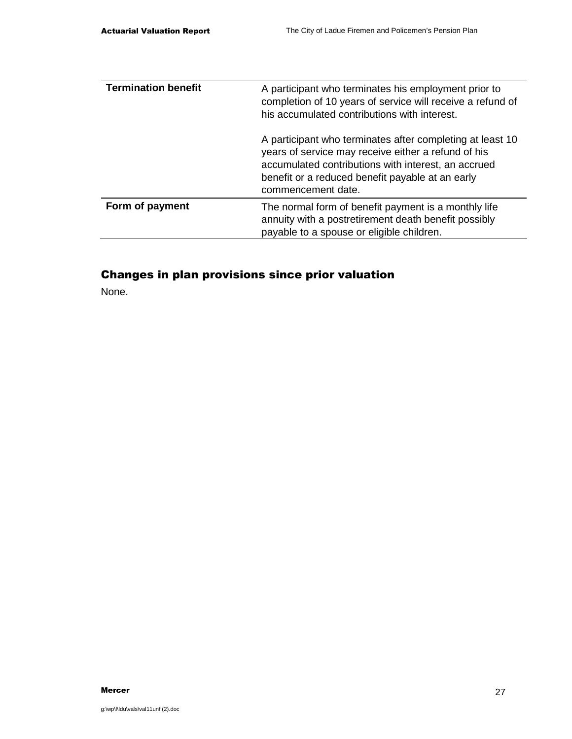| | |
|---|---|
| **Termination benefit** | A participant who terminates his employment prior to completion of 10 years of service will receive a refund of his accumulated contributions with interest.<br><br>A participant who terminates after completing at least 10 years of service may receive either a refund of his accumulated contributions with interest, an accrued benefit or a reduced benefit payable at an early commencement date. |
| **Form of payment** | The normal form of benefit payment is a monthly life annuity with a postretirement death benefit possibly payable to a spouse or eligible children. |

## Changes in plan provisions since prior valuation

None.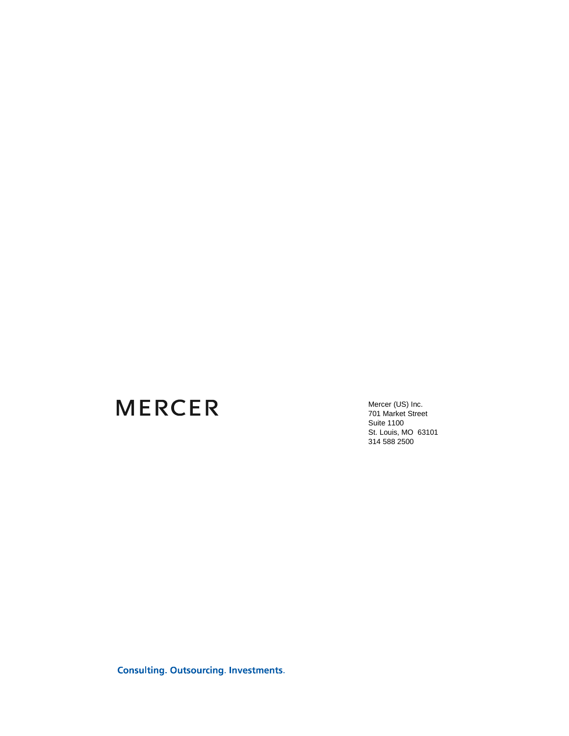MERCER

Mercer (US) Inc.
701 Market Street
Suite 1100
St. Louis, MO 63101
314 588 2500

Consulting. Outsourcing. Investments.